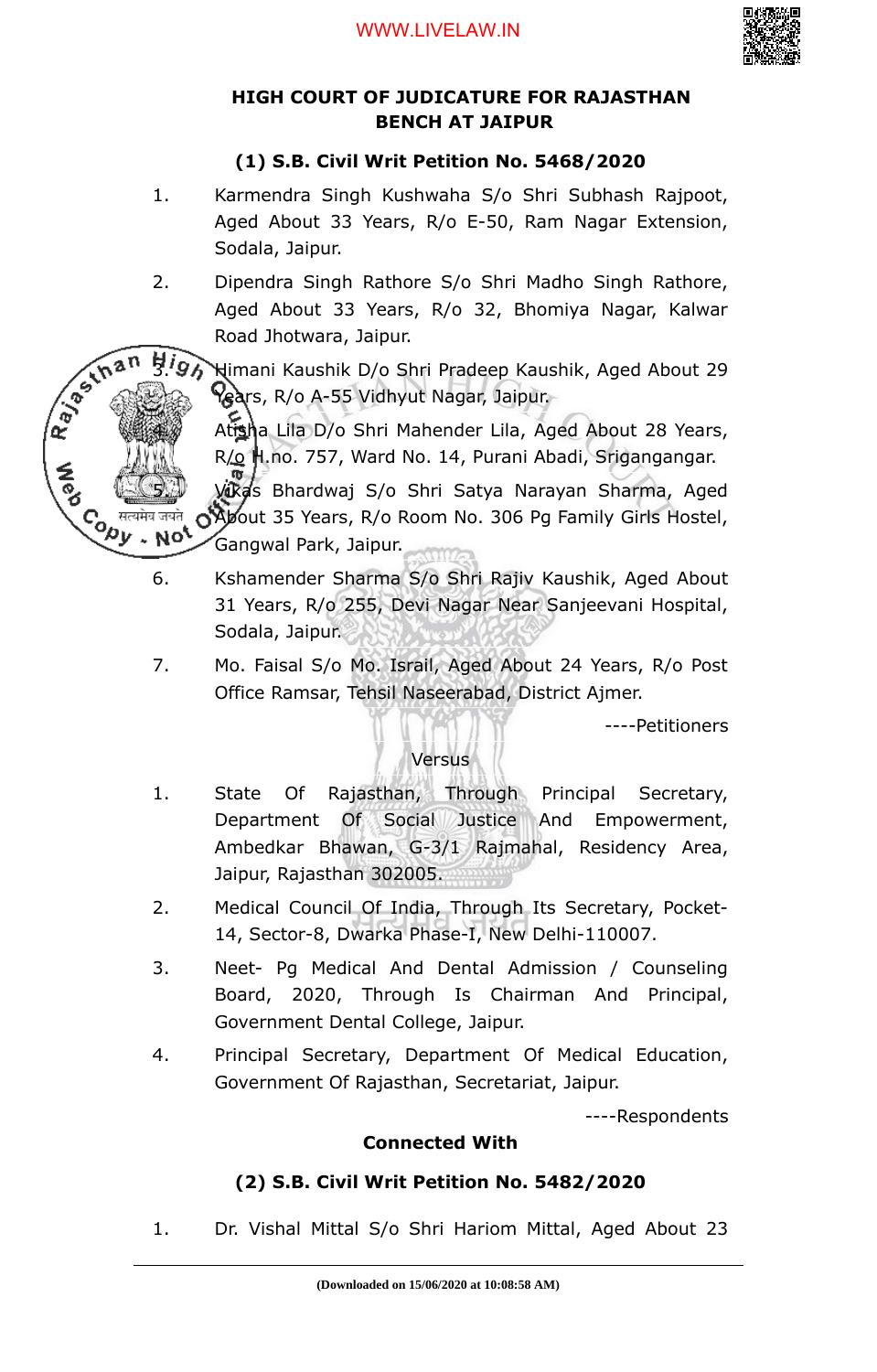## HIGH COURT OF JUDICATURE FOR RAJASTHAN BENCH AT JAIPUR

### (1) S.B. Civil Writ Petition No. 5468/2020

1. Karmendra Singh Kushwaha S/o Shri Subhash Rajpoot, Aged About 33 Years, R/o E-50, Ram Nagar Extension, Sodala, Jaipur.
2. Dipendra Singh Rathore S/o Shri Madho Singh Rathore, Aged About 33 Years, R/o 32, Bhomiya Nagar, Kalwar Road Jhotwara, Jaipur.
3. Himani Kaushik D/o Shri Pradeep Kaushik, Aged About 29 Years, R/o A-55 Vidhyut Nagar, Jaipur.
4. Atisha Lila D/o Shri Mahender Lila, Aged About 28 Years, R/o H.no. 757, Ward No. 14, Purani Abadi, Sriganganagar.
5. Vikas Bhardwaj S/o Shri Satya Narayan Sharma, Aged About 35 Years, R/o Room No. 306 Pg Family Girls Hostel, Gangwal Park, Jaipur.
6. Kshamender Sharma S/o Shri Rajiv Kaushik, Aged About 31 Years, R/o 255, Devi Nagar Near Sanjeevani Hospital, Sodala, Jaipur.
7. Mo. Faisal S/o Mo. Israil, Aged About 24 Years, R/o Post Office Ramsar, Tehsil Naseerabad, District Ajmer.

----Petitioners

Versus

1. State Of Rajasthan, Through Principal Secretary, Department Of Social Justice And Empowerment, Ambedkar Bhawan, G-3/1 Rajmahal, Residency Area, Jaipur, Rajasthan 302005.
2. Medical Council Of India, Through Its Secretary, Pocket-14, Sector-8, Dwarka Phase-I, New Delhi-110007.
3. Neet- Pg Medical And Dental Admission / Counseling Board, 2020, Through Is Chairman And Principal, Government Dental College, Jaipur.
4. Principal Secretary, Department Of Medical Education, Government Of Rajasthan, Secretariat, Jaipur.

----Respondents

**Connected With**

### (2) S.B. Civil Writ Petition No. 5482/2020

1. Dr. Vishal Mittal S/o Shri Hariom Mittal, Aged About 23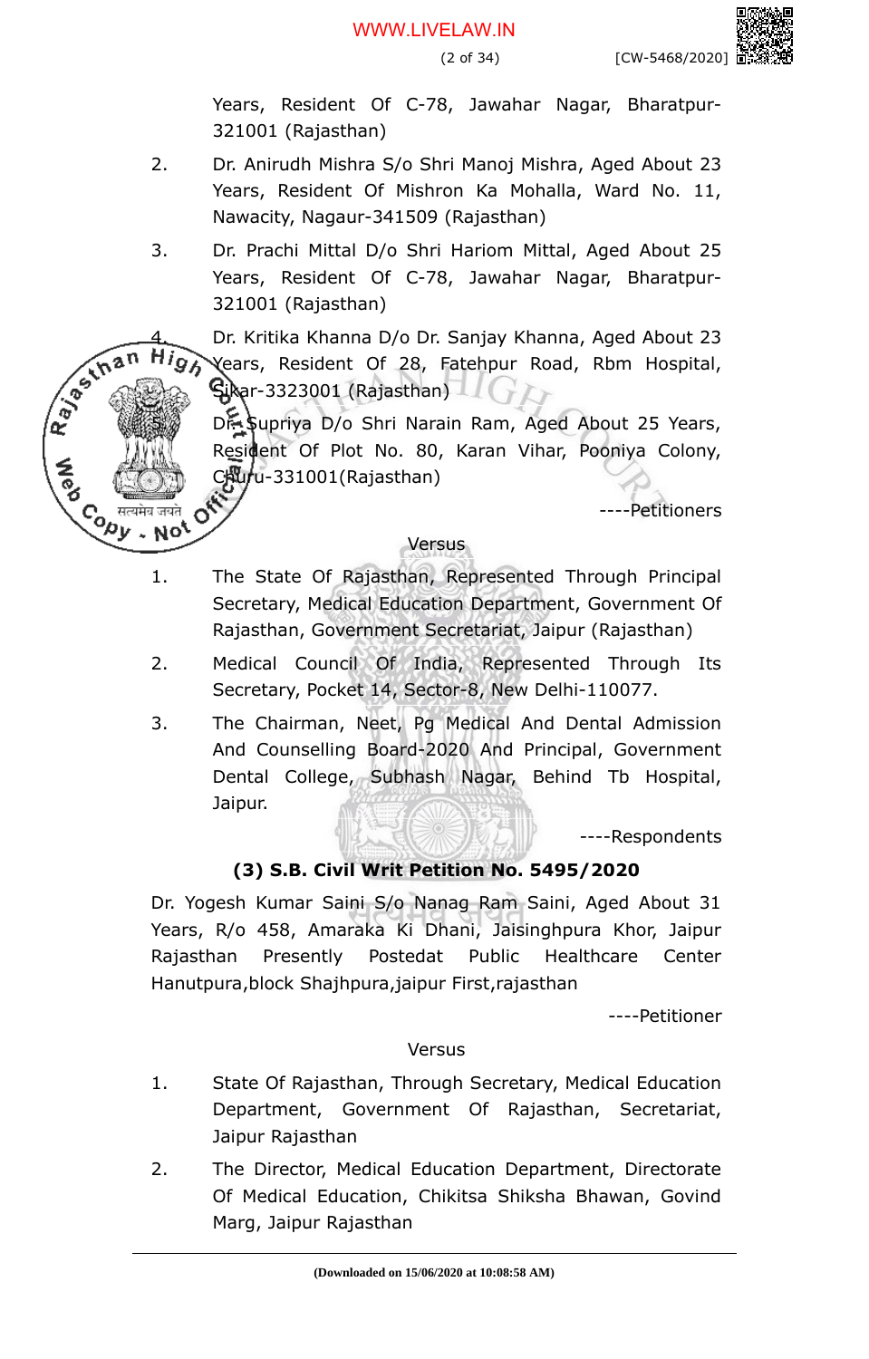Years, Resident Of C-78, Jawahar Nagar, Bharatpur-321001 (Rajasthan)

2. Dr. Anirudh Mishra S/o Shri Manoj Mishra, Aged About 23 Years, Resident Of Mishron Ka Mohalla, Ward No. 11, Nawacity, Nagaur-341509 (Rajasthan)

3. Dr. Prachi Mittal D/o Shri Hariom Mittal, Aged About 25 Years, Resident Of C-78, Jawahar Nagar, Bharatpur-321001 (Rajasthan)

4. Dr. Kritika Khanna D/o Dr. Sanjay Khanna, Aged About 23 Years, Resident Of 28, Fatehpur Road, Rbm Hospital, Sikar-3323001 (Rajasthan)

5. Dr. Supriya D/o Shri Narain Ram, Aged About 25 Years, Resident Of Plot No. 80, Karan Vihar, Pooniya Colony, Churu-331001(Rajasthan)

----Petitioners

Versus

1. The State Of Rajasthan, Represented Through Principal Secretary, Medical Education Department, Government Of Rajasthan, Government Secretariat, Jaipur (Rajasthan)

2. Medical Council Of India, Represented Through Its Secretary, Pocket 14, Sector-8, New Delhi-110077.

3. The Chairman, Neet, Pg Medical And Dental Admission And Counselling Board-2020 And Principal, Government Dental College, Subhash Nagar, Behind Tb Hospital, Jaipur.

----Respondents

**(3) S.B. Civil Writ Petition No. 5495/2020**

Dr. Yogesh Kumar Saini S/o Nanag Ram Saini, Aged About 31 Years, R/o 458, Amaraka Ki Dhani, Jaisinghpura Khor, Jaipur Rajasthan Presently Postedat Public Healthcare Center Hanutpura,block Shajhpura,jaipur First,rajasthan

----Petitioner

Versus

1. State Of Rajasthan, Through Secretary, Medical Education Department, Government Of Rajasthan, Secretariat, Jaipur Rajasthan

2. The Director, Medical Education Department, Directorate Of Medical Education, Chikitsa Shiksha Bhawan, Govind Marg, Jaipur Rajasthan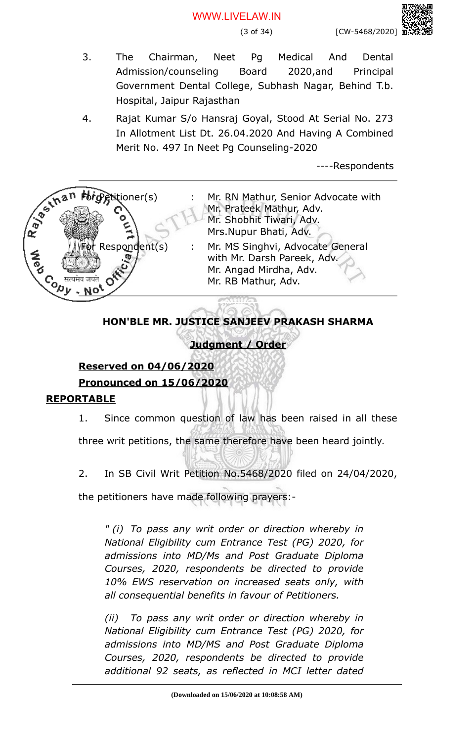3. The Chairman, Neet Pg Medical And Dental Admission/counseling Board 2020,and Principal Government Dental College, Subhash Nagar, Behind T.b. Hospital, Jaipur Rajasthan

4. Rajat Kumar S/o Hansraj Goyal, Stood At Serial No. 273 In Allotment List Dt. 26.04.2020 And Having A Combined Merit No. 497 In Neet Pg Counseling-2020

----Respondents

---

| | | |
|---|---|---|
| For Petitioner(s) | : | Mr. RN Mathur, Senior Advocate with Mr. Prateek Mathur, Adv. Mr. Shobhit Tiwari, Adv. Mrs.Nupur Bhati, Adv. |
| For Respondent(s) | : | Mr. MS Singhvi, Advocate General with Mr. Darsh Pareek, Adv. Mr. Angad Mirdha, Adv. Mr. RB Mathur, Adv. |

---

**HON'BLE MR. JUSTICE SANJEEV PRAKASH SHARMA**

**Judgment / Order**

**Reserved on 04/06/2020**

**Pronounced on 15/06/2020**

**REPORTABLE**

1. Since common question of law has been raised in all these three writ petitions, the same therefore have been heard jointly.

2. In SB Civil Writ Petition No.5468/2020 filed on 24/04/2020, the petitioners have made following prayers:-

> *" (i) To pass any writ order or direction whereby in National Eligibility cum Entrance Test (PG) 2020, for admissions into MD/Ms and Post Graduate Diploma Courses, 2020, respondents be directed to provide 10% EWS reservation on increased seats only, with all consequential benefits in favour of Petitioners.*
>
> *(ii) To pass any writ order or direction whereby in National Eligibility cum Entrance Test (PG) 2020, for admissions into MD/MS and Post Graduate Diploma Courses, 2020, respondents be directed to provide additional 92 seats, as reflected in MCI letter dated*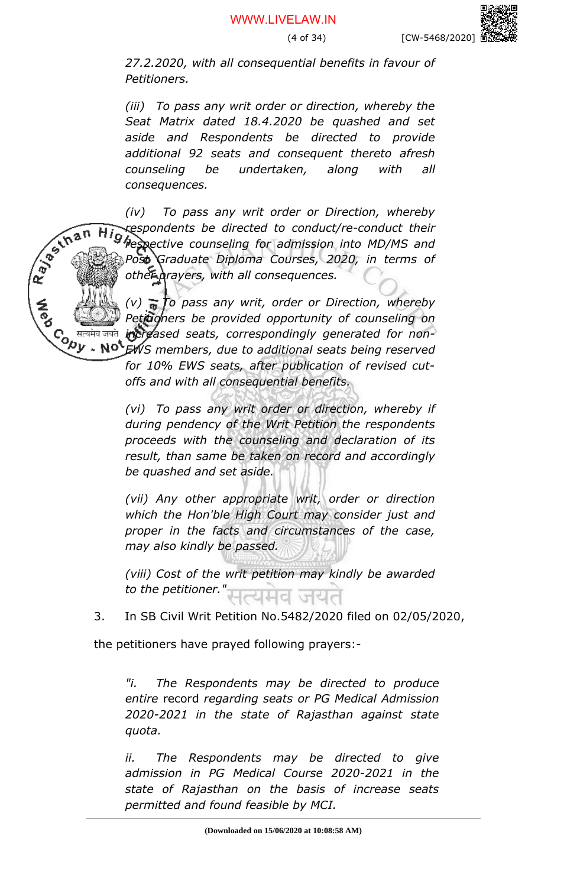*27.2.2020, with all consequential benefits in favour of Petitioners.*

*(iii) To pass any writ order or direction, whereby the Seat Matrix dated 18.4.2020 be quashed and set aside and Respondents be directed to provide additional 92 seats and consequent thereto afresh counseling be undertaken, along with all consequences.*

*(iv) To pass any writ order or Direction, whereby respondents be directed to conduct/re-conduct their respective counseling for admission into MD/MS and Post Graduate Diploma Courses, 2020, in terms of other prayers, with all consequences.*

*(v) To pass any writ, order or Direction, whereby Petitioners be provided opportunity of counseling on increased seats, correspondingly generated for non-EWS members, due to additional seats being reserved for 10% EWS seats, after publication of revised cut-offs and with all consequential benefits.*

*(vi) To pass any writ order or direction, whereby if during pendency of the Writ Petition the respondents proceeds with the counseling and declaration of its result, than same be taken on record and accordingly be quashed and set aside.*

*(vii) Any other appropriate writ, order or direction which the Hon'ble High Court may consider just and proper in the facts and circumstances of the case, may also kindly be passed.*

*(viii) Cost of the writ petition may kindly be awarded to the petitioner."*

3. In SB Civil Writ Petition No.5482/2020 filed on 02/05/2020, the petitioners have prayed following prayers:-

*"i. The Respondents may be directed to produce entire* record *regarding seats or PG Medical Admission 2020-2021 in the state of Rajasthan against state quota.*

*ii. The Respondents may be directed to give admission in PG Medical Course 2020-2021 in the state of Rajasthan on the basis of increase seats permitted and found feasible by MCI.*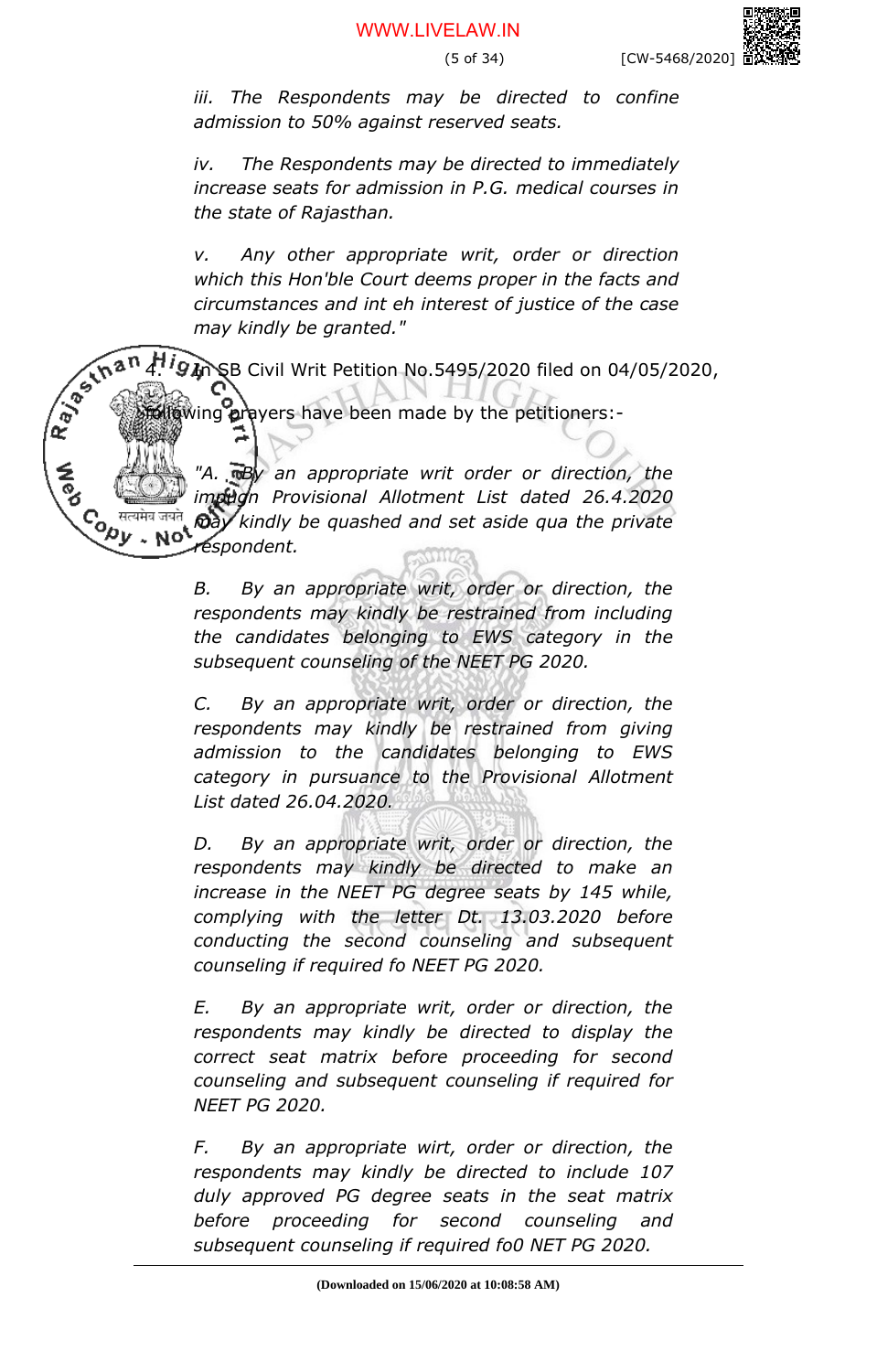*iii. The Respondents may be directed to confine admission to 50% against reserved seats.*

*iv. The Respondents may be directed to immediately increase seats for admission in P.G. medical courses in the state of Rajasthan.*

*v. Any other appropriate writ, order or direction which this Hon'ble Court deems proper in the facts and circumstances and int eh interest of justice of the case may kindly be granted."*

4. In SB Civil Writ Petition No.5495/2020 filed on 04/05/2020, following prayers have been made by the petitioners:-

*"A. By an appropriate writ order or direction, the impugn Provisional Allotment List dated 26.4.2020 may kindly be quashed and set aside qua the private respondent.*

*B. By an appropriate writ, order or direction, the respondents may kindly be restrained from including the candidates belonging to EWS category in the subsequent counseling of the NEET PG 2020.*

*C. By an appropriate writ, order or direction, the respondents may kindly be restrained from giving admission to the candidates belonging to EWS category in pursuance to the Provisional Allotment List dated 26.04.2020.*

*D. By an appropriate writ, order or direction, the respondents may kindly be directed to make an increase in the NEET PG degree seats by 145 while, complying with the letter Dt. 13.03.2020 before conducting the second counseling and subsequent counseling if required fo NEET PG 2020.*

*E. By an appropriate writ, order or direction, the respondents may kindly be directed to display the correct seat matrix before proceeding for second counseling and subsequent counseling if required for NEET PG 2020.*

*F. By an appropriate wirt, order or direction, the respondents may kindly be directed to include 107 duly approved PG degree seats in the seat matrix before proceeding for second counseling and subsequent counseling if required fo0 NET PG 2020.*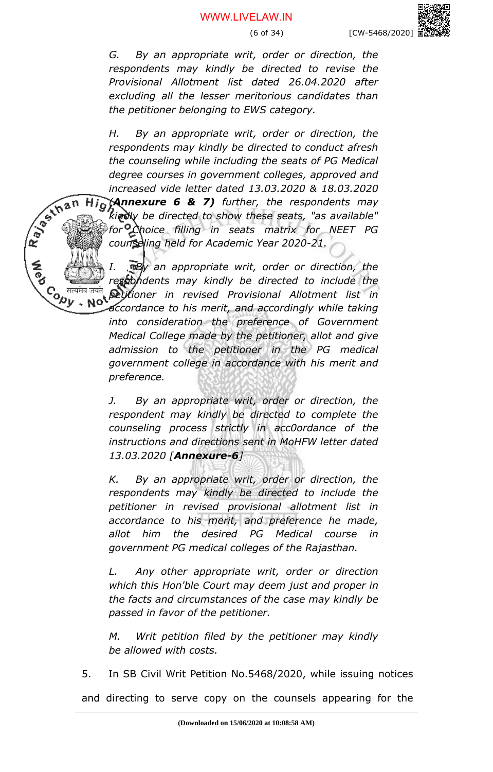*G. By an appropriate writ, order or direction, the respondents may kindly be directed to revise the Provisional Allotment list dated 26.04.2020 after excluding all the lesser meritorious candidates than the petitioner belonging to EWS category.*

*H. By an appropriate writ, order or direction, the respondents may kindly be directed to conduct afresh the counseling while including the seats of PG Medical degree courses in government colleges, approved and increased vide letter dated 13.03.2020 & 18.03.2020 (**Annexure 6 & 7**) further, the respondents may kindly be directed to show these seats, "as available" for Choice filling in seats matrix for NEET PG counseling held for Academic Year 2020-21.*

*I. By an appropriate writ, order or direction, the respondents may kindly be directed to include the petitioner in revised Provisional Allotment list in accordance to his merit, and accordingly while taking into consideration the preference of Government Medical College made by the petitioner, allot and give admission to the petitioner in the PG medical government college in accordance with his merit and preference.*

*J. By an appropriate writ, order or direction, the respondent may kindly be directed to complete the counseling process strictly in acc0ordance of the instructions and directions sent in MoHFW letter dated 13.03.2020 [**Annexure-6**]*

*K. By an appropriate writ, order or direction, the respondents may kindly be directed to include the petitioner in revised provisional allotment list in accordance to his merit, and preference he made, allot him the desired PG Medical course in government PG medical colleges of the Rajasthan.*

*L. Any other appropriate writ, order or direction which this Hon'ble Court may deem just and proper in the facts and circumstances of the case may kindly be passed in favor of the petitioner.*

*M. Writ petition filed by the petitioner may kindly be allowed with costs.*

5. In SB Civil Writ Petition No.5468/2020, while issuing notices and directing to serve copy on the counsels appearing for the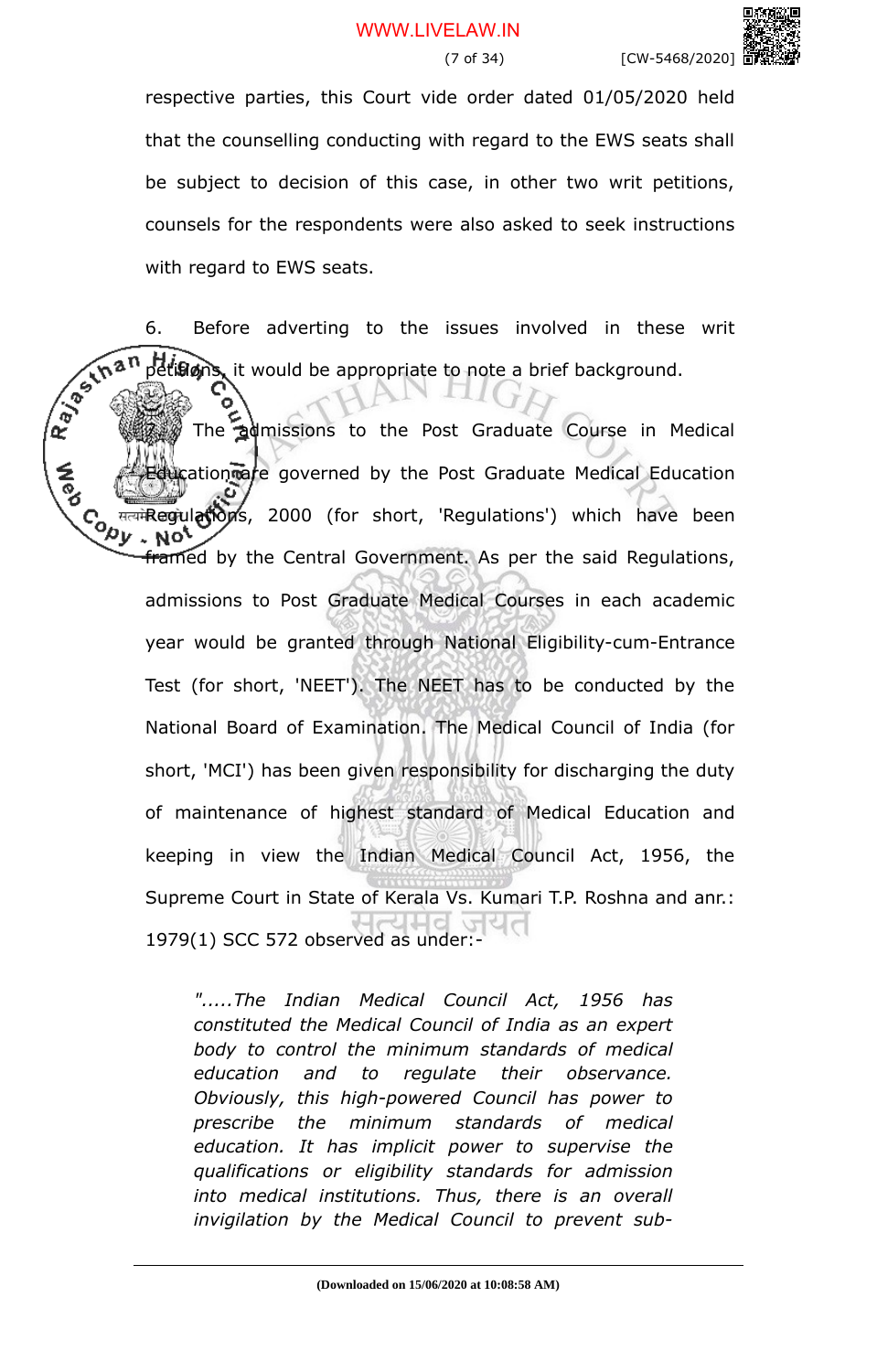respective parties, this Court vide order dated 01/05/2020 held that the counselling conducting with regard to the EWS seats shall be subject to decision of this case, in other two writ petitions, counsels for the respondents were also asked to seek instructions with regard to EWS seats.

6. Before adverting to the issues involved in these writ petitions, it would be appropriate to note a brief background.

7. The admissions to the Post Graduate Course in Medical Education are governed by the Post Graduate Medical Education Regulations, 2000 (for short, 'Regulations') which have been framed by the Central Government. As per the said Regulations, admissions to Post Graduate Medical Courses in each academic year would be granted through National Eligibility-cum-Entrance Test (for short, 'NEET'). The NEET has to be conducted by the National Board of Examination. The Medical Council of India (for short, 'MCI') has been given responsibility for discharging the duty of maintenance of highest standard of Medical Education and keeping in view the Indian Medical Council Act, 1956, the Supreme Court in State of Kerala Vs. Kumari T.P. Roshna and anr.: 1979(1) SCC 572 observed as under:-

> *".....The Indian Medical Council Act, 1956 has constituted the Medical Council of India as an expert body to control the minimum standards of medical education and to regulate their observance. Obviously, this high-powered Council has power to prescribe the minimum standards of medical education. It has implicit power to supervise the qualifications or eligibility standards for admission into medical institutions. Thus, there is an overall invigilation by the Medical Council to prevent sub-*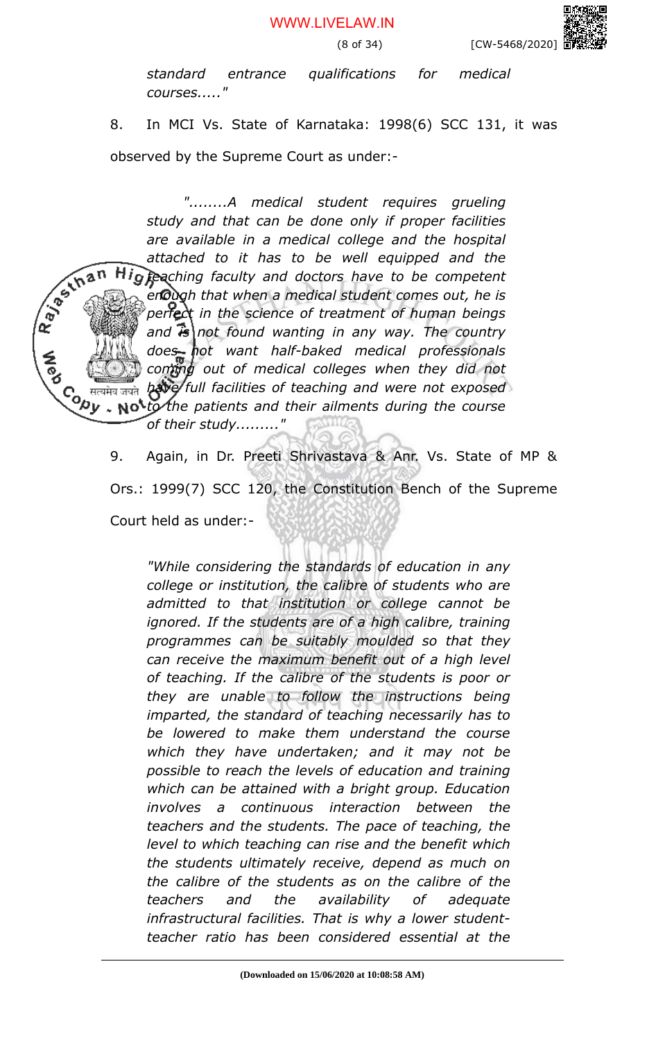*standard entrance qualifications for medical courses....."*

8. In MCI Vs. State of Karnataka: 1998(6) SCC 131, it was observed by the Supreme Court as under:-

> *"........A medical student requires grueling study and that can be done only if proper facilities are available in a medical college and the hospital attached to it has to be well equipped and the teaching faculty and doctors have to be competent enough that when a medical student comes out, he is perfect in the science of treatment of human beings and is not found wanting in any way. The country does not want half-baked medical professionals coming out of medical colleges when they did not have full facilities of teaching and were not exposed to the patients and their ailments during the course of their study........."*

9. Again, in Dr. Preeti Shrivastava & Anr. Vs. State of MP & Ors.: 1999(7) SCC 120, the Constitution Bench of the Supreme Court held as under:-

> *"While considering the standards of education in any college or institution, the calibre of students who are admitted to that institution or college cannot be ignored. If the students are of a high calibre, training programmes can be suitably moulded so that they can receive the maximum benefit out of a high level of teaching. If the calibre of the students is poor or they are unable to follow the instructions being imparted, the standard of teaching necessarily has to be lowered to make them understand the course which they have undertaken; and it may not be possible to reach the levels of education and training which can be attained with a bright group. Education involves a continuous interaction between the teachers and the students. The pace of teaching, the level to which teaching can rise and the benefit which the students ultimately receive, depend as much on the calibre of the students as on the calibre of the teachers and the availability of adequate infrastructural facilities. That is why a lower student-teacher ratio has been considered essential at the*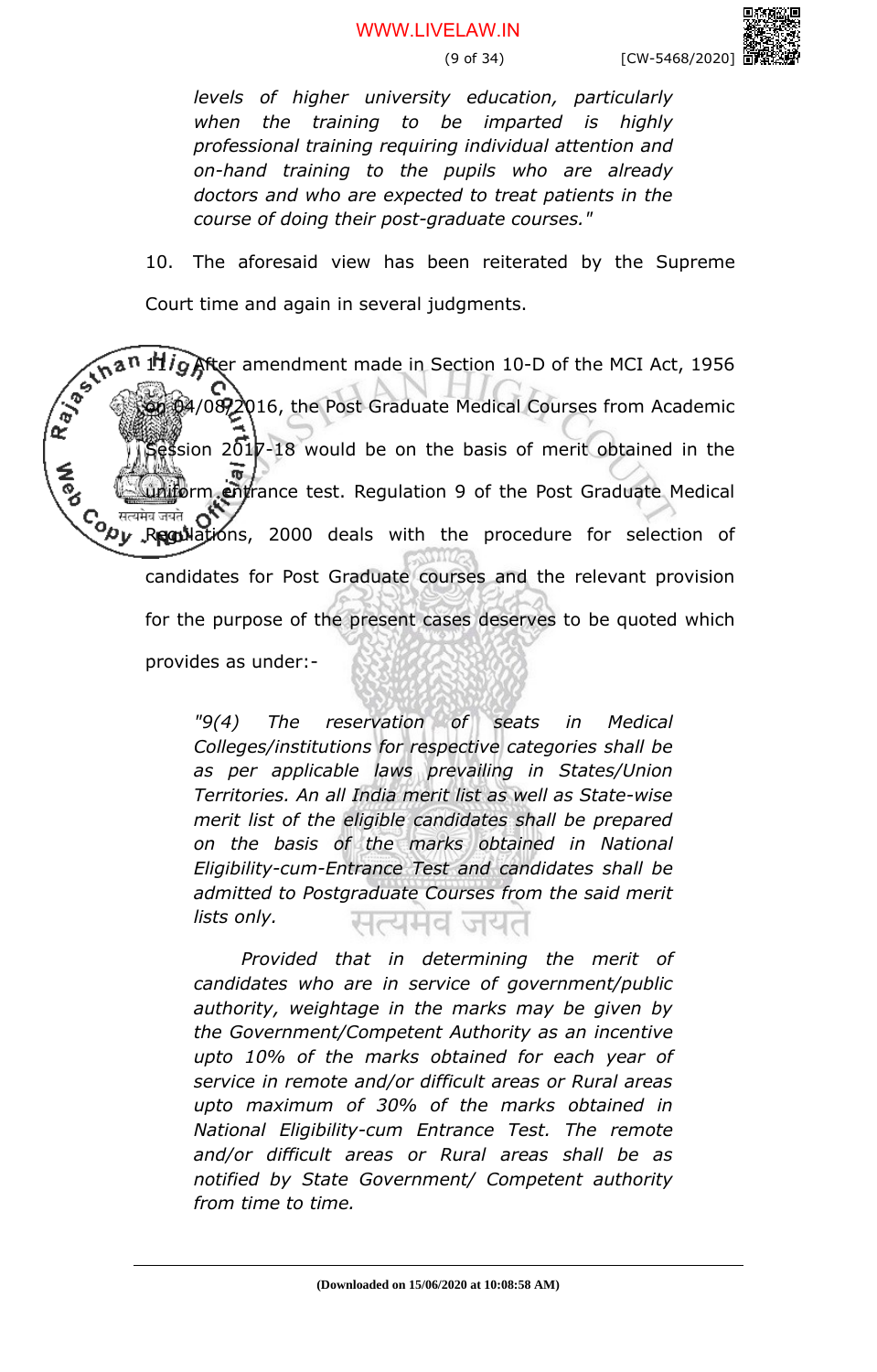*levels of higher university education, particularly when the training to be imparted is highly professional training requiring individual attention and on-hand training to the pupils who are already doctors and who are expected to treat patients in the course of doing their post-graduate courses."*

10. The aforesaid view has been reiterated by the Supreme Court time and again in several judgments.

11. After amendment made in Section 10-D of the MCI Act, 1956 on 04/08/2016, the Post Graduate Medical Courses from Academic Session 2017-18 would be on the basis of merit obtained in the uniform entrance test. Regulation 9 of the Post Graduate Medical Regulations, 2000 deals with the procedure for selection of candidates for Post Graduate courses and the relevant provision for the purpose of the present cases deserves to be quoted which provides as under:-

> *"9(4) The reservation of seats in Medical Colleges/institutions for respective categories shall be as per applicable laws prevailing in States/Union Territories. An all India merit list as well as State-wise merit list of the eligible candidates shall be prepared on the basis of the marks obtained in National Eligibility-cum-Entrance Test and candidates shall be admitted to Postgraduate Courses from the said merit lists only.*
>
> *Provided that in determining the merit of candidates who are in service of government/public authority, weightage in the marks may be given by the Government/Competent Authority as an incentive upto 10% of the marks obtained for each year of service in remote and/or difficult areas or Rural areas upto maximum of 30% of the marks obtained in National Eligibility-cum Entrance Test. The remote and/or difficult areas or Rural areas shall be as notified by State Government/ Competent authority from time to time.*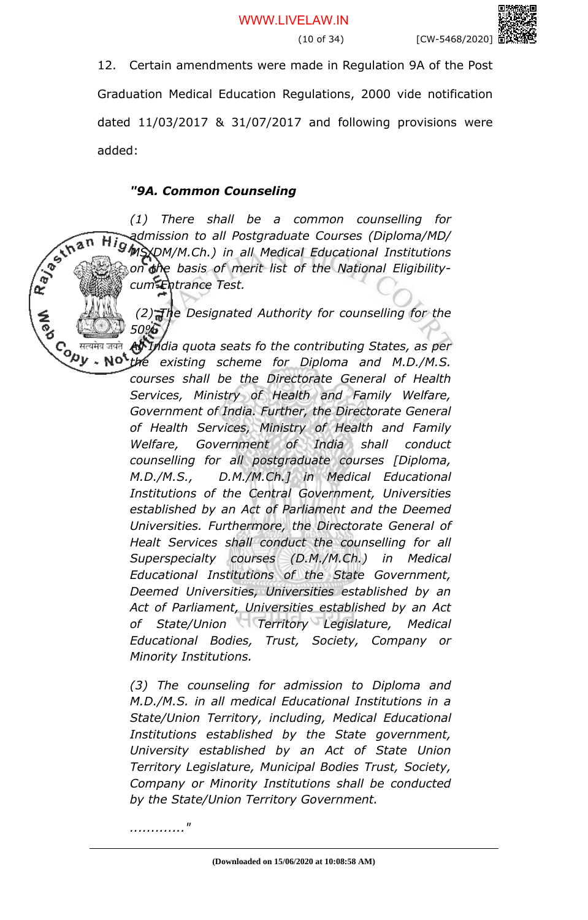12. Certain amendments were made in Regulation 9A of the Post Graduation Medical Education Regulations, 2000 vide notification dated 11/03/2017 & 31/07/2017 and following provisions were added:

> ***"9A. Common Counseling***
>
> *(1) There shall be a common counselling for admission to all Postgraduate Courses (Diploma/MD/MS/DM/M.Ch.) in all Medical Educational Institutions on the basis of merit list of the National Eligibility-cum-Entrance Test.*
>
> *(2) The Designated Authority for counselling for the 50% All India quota seats fo the contributing States, as per the existing scheme for Diploma and M.D./M.S. courses shall be the Directorate General of Health Services, Ministry of Health and Family Welfare, Government of India. Further, the Directorate General of Health Services, Ministry of Health and Family Welfare, Government of India shall conduct counselling for all postgraduate courses [Diploma, M.D./M.S., D.M./M.Ch.] in Medical Educational Institutions of the Central Government, Universities established by an Act of Parliament and the Deemed Universities. Furthermore, the Directorate General of Healt Services shall conduct the counselling for all Superspecialty courses (D.M./M.Ch.) in Medical Educational Institutions of the State Government, Deemed Universities, Universities established by an Act of Parliament, Universities established by an Act of State/Union Territory Legislature, Medical Educational Bodies, Trust, Society, Company or Minority Institutions.*
>
> *(3) The counseling for admission to Diploma and M.D./M.S. in all medical Educational Institutions in a State/Union Territory, including, Medical Educational Institutions established by the State government, University established by an Act of State Union Territory Legislature, Municipal Bodies Trust, Society, Company or Minority Institutions shall be conducted by the State/Union Territory Government.*
>
> *............"*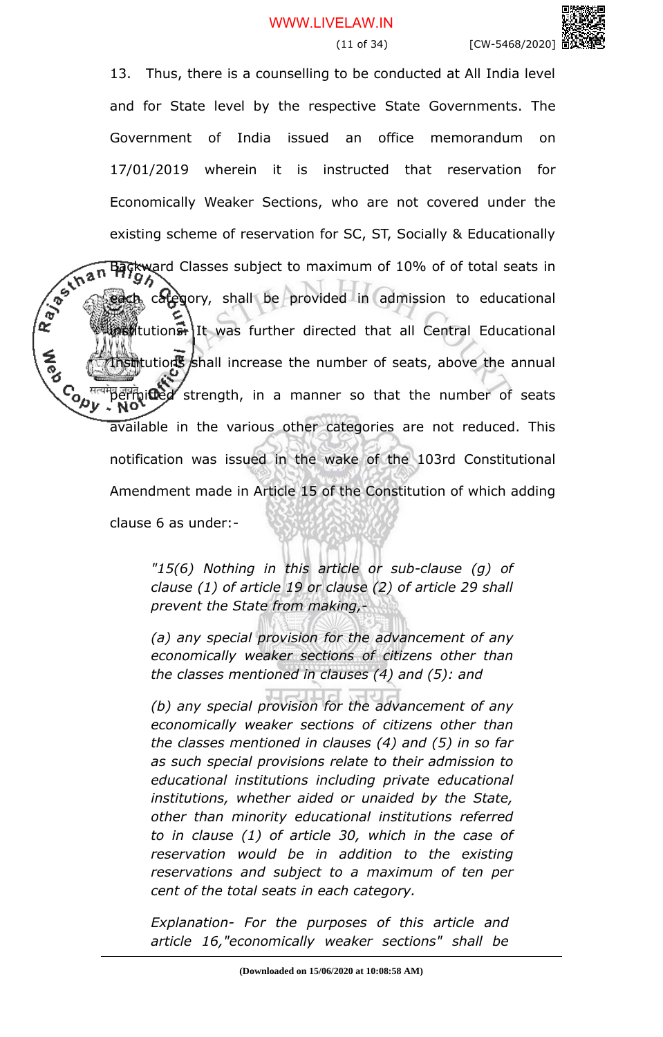13. Thus, there is a counselling to be conducted at All India level and for State level by the respective State Governments. The Government of India issued an office memorandum on 17/01/2019 wherein it is instructed that reservation for Economically Weaker Sections, who are not covered under the existing scheme of reservation for SC, ST, Socially & Educationally Backward Classes subject to maximum of 10% of of total seats in each category, shall be provided in admission to educational institutions. It was further directed that all Central Educational Institutions shall increase the number of seats, above the annual permitted strength, in a manner so that the number of seats available in the various other categories are not reduced. This notification was issued in the wake of the 103rd Constitutional Amendment made in Article 15 of the Constitution of which adding clause 6 as under:-

> *"15(6) Nothing in this article or sub-clause (g) of clause (1) of article 19 or clause (2) of article 29 shall prevent the State from making,-*
>
> *(a) any special provision for the advancement of any economically weaker sections of citizens other than the classes mentioned in clauses (4) and (5): and*
>
> *(b) any special provision for the advancement of any economically weaker sections of citizens other than the classes mentioned in clauses (4) and (5) in so far as such special provisions relate to their admission to educational institutions including private educational institutions, whether aided or unaided by the State, other than minority educational institutions referred to in clause (1) of article 30, which in the case of reservation would be in addition to the existing reservations and subject to a maximum of ten per cent of the total seats in each category.*
>
> *Explanation- For the purposes of this article and article 16,"economically weaker sections" shall be*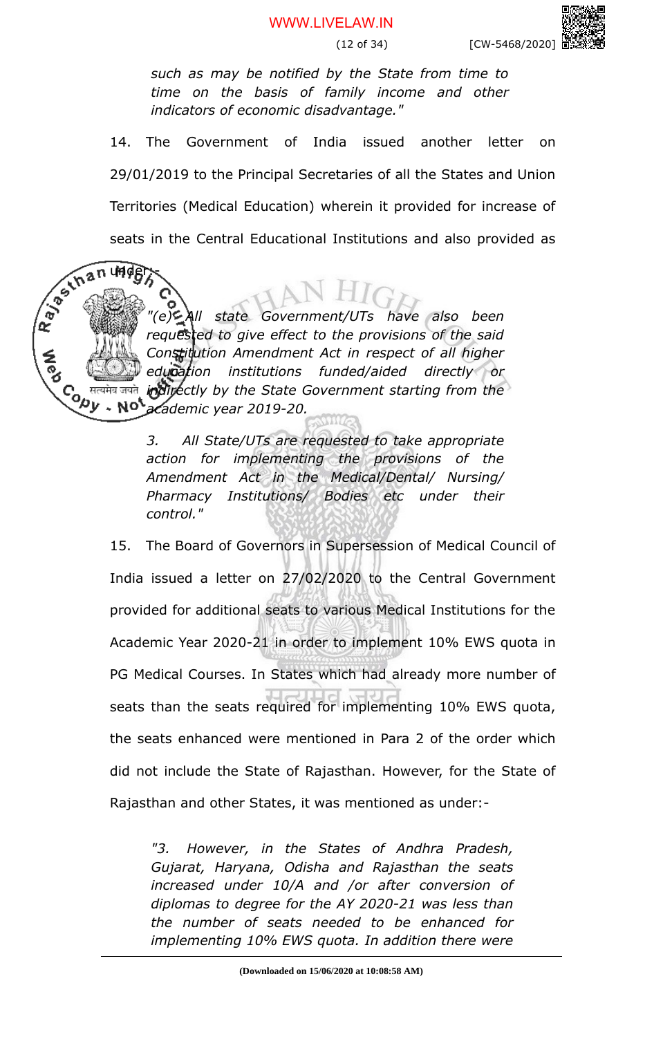*such as may be notified by the State from time to time on the basis of family income and other indicators of economic disadvantage."*

14. The Government of India issued another letter on 29/01/2019 to the Principal Secretaries of all the States and Union Territories (Medical Education) wherein it provided for increase of seats in the Central Educational Institutions and also provided as under:-

> *"(e) All state Government/UTs have also been requested to give effect to the provisions of the said Constitution Amendment Act in respect of all higher education institutions funded/aided directly or indirectly by the State Government starting from the academic year 2019-20.*
>
> *3. All State/UTs are requested to take appropriate action for implementing the provisions of the Amendment Act in the Medical/Dental/ Nursing/ Pharmacy Institutions/ Bodies etc under their control."*

15. The Board of Governors in Supersession of Medical Council of India issued a letter on 27/02/2020 to the Central Government provided for additional seats to various Medical Institutions for the Academic Year 2020-21 in order to implement 10% EWS quota in PG Medical Courses. In States which had already more number of seats than the seats required for implementing 10% EWS quota, the seats enhanced were mentioned in Para 2 of the order which did not include the State of Rajasthan. However, for the State of Rajasthan and other States, it was mentioned as under:-

> *"3. However, in the States of Andhra Pradesh, Gujarat, Haryana, Odisha and Rajasthan the seats increased under 10/A and /or after conversion of diplomas to degree for the AY 2020-21 was less than the number of seats needed to be enhanced for implementing 10% EWS quota. In addition there were*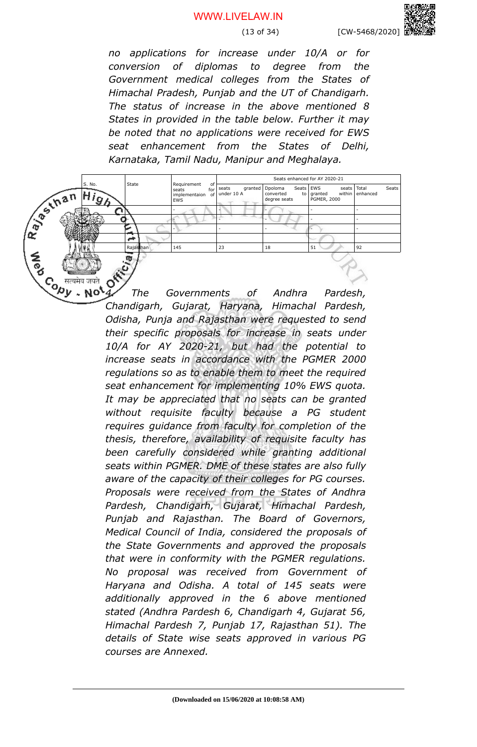*no applications for increase under 10/A or for conversion of diplomas to degree from the Government medical colleges from the States of Himachal Pradesh, Punjab and the UT of Chandigarh. The status of increase in the above mentioned 8 States in provided in the table below. Further it may be noted that no applications were received for EWS seat enhancement from the States of Delhi, Karnataka, Tamil Nadu, Manipur and Meghalaya.*

| S. No. | State | Requirement of seats for implementaion of EWS | Seats enhanced for AY 2020-21 | | | |
|---|---|---|---|---|---|---|
| | | | seats granted under 10 A | Dpoloma Seats converted to degree seats | EWS seats granted within PGMER, 2000 | Total Seats enhanced |
| | | - | - | - | - | - |
| | | - | - | - | - | - |
| | | - | - | - | - | - |
| | | | | | | |
| | Rajasthan | 145 | 23 | 18 | 51 | 92 |

*4. The Governments of Andhra Pardesh, Chandigarh, Gujarat, Haryana, Himachal Pardesh, Odisha, Punja and Rajasthan were requested to send their specific proposals for increase in seats under 10/A for AY 2020-21, but had the potential to increase seats in accordance with the PGMER 2000 regulations so as to enable them to meet the required seat enhancement for implementing 10% EWS quota. It may be appreciated that no seats can be granted without requisite faculty because a PG student requires guidance from faculty for completion of the thesis, therefore, availability of requisite faculty has been carefully considered while granting additional seats within PGMER. DME of these states are also fully aware of the capacity of their colleges for PG courses. Proposals were received from the States of Andhra Pardesh, Chandigarh, Gujarat, Himachal Pardesh, Punjab and Rajasthan. The Board of Governors, Medical Council of India, considered the proposals of the State Governments and approved the proposals that were in conformity with the PGMER regulations. No proposal was received from Government of Haryana and Odisha. A total of 145 seats were additionally approved in the 6 above mentioned stated (Andhra Pardesh 6, Chandigarh 4, Gujarat 56, Himachal Pardesh 7, Punjab 17, Rajasthan 51). The details of State wise seats approved in various PG courses are Annexed.*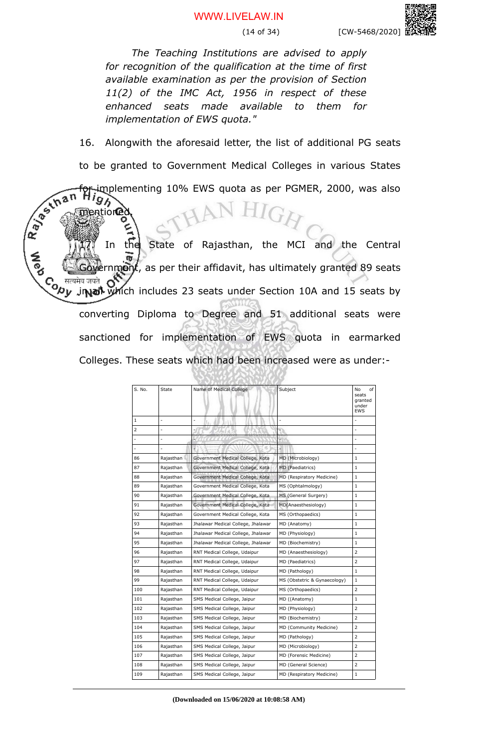*The Teaching Institutions are advised to apply for recognition of the qualification at the time of first available examination as per the provision of Section 11(2) of the IMC Act, 1956 in respect of these enhanced seats made available to them for implementation of EWS quota."*

16. Alongwith the aforesaid letter, the list of additional PG seats to be granted to Government Medical Colleges in various States for implementing 10% EWS quota as per PGMER, 2000, was also mentioned.

17. In the State of Rajasthan, the MCI and the Central Government, as per their affidavit, has ultimately granted 89 seats in all which includes 23 seats under Section 10A and 15 seats by converting Diploma to Degree and 51 additional seats were sanctioned for implementation of EWS quota in earmarked Colleges. These seats which had been increased were as under:-

| S. No. | State | Name of Medical College | Subject | No of seats granted under EWS |
|---|---|---|---|---|
| 1 | - | - | - | - |
| 2 | - | - | - | - |
| - | - | - | - | - |
| - | - | - | - | - |
| 86 | Rajasthan | Government Medical College, Kota | MD (Microbiology) | 1 |
| 87 | Rajasthan | Government Medical College, Kota | MD (Paediatrics) | 1 |
| 88 | Rajasthan | Government Medical College, Kota | MD (Respiratory Medicine) | 1 |
| 89 | Rajasthan | Government Medical College, Kota | MS (Ophtalmology) | 1 |
| 90 | Rajasthan | Government Medical College, Kota | MS (General Surgery) | 1 |
| 91 | Rajasthan | Government Medical College, Kota | MD(Anaesthesiology) | 1 |
| 92 | Rajasthan | Government Medical College, Kota | MS (Orthopaedics) | 1 |
| 93 | Rajasthan | Jhalawar Medical College, Jhalawar | MD (Anatomy) | 1 |
| 94 | Rajasthan | Jhalawar Medical College, Jhalawar | MD (Physiology) | 1 |
| 95 | Rajasthan | Jhalawar Medical College, Jhalawar | MD (Biochemistry) | 1 |
| 96 | Rajasthan | RNT Medical College, Udaipur | MD (Anaesthesiology) | 2 |
| 97 | Rajasthan | RNT Medical College, Udaipur | MD (Paediatrics) | 2 |
| 98 | Rajasthan | RNT Medical College, Udaipur | MD (Pathology) | 1 |
| 99 | Rajasthan | RNT Medical College, Udaipur | MS (Obstetric & Gynaecology) | 1 |
| 100 | Rajasthan | RNT Medical College, Udaipur | MS (Orthopaedics) | 2 |
| 101 | Rajasthan | SMS Medical College, Jaipur | MD ((Anatomy) | 1 |
| 102 | Rajasthan | SMS Medical College, Jaipur | MD (Physiology) | 2 |
| 103 | Rajasthan | SMS Medical College, Jaipur | MD (Biochemistry) | 2 |
| 104 | Rajasthan | SMS Medical College, Jaipur | MD (Community Medicine) | 2 |
| 105 | Rajasthan | SMS Medical College, Jaipur | MD (Pathology) | 2 |
| 106 | Rajasthan | SMS Medical College, Jaipur | MD (Microbiology) | 2 |
| 107 | Rajasthan | SMS Medical College, Jaipur | MD (Forensic Medicine) | 2 |
| 108 | Rajasthan | SMS Medical College, Jaipur | MD (General Science) | 2 |
| 109 | Rajasthan | SMS Medical College, Jaipur | MD (Respiratory Medicine) | 1 |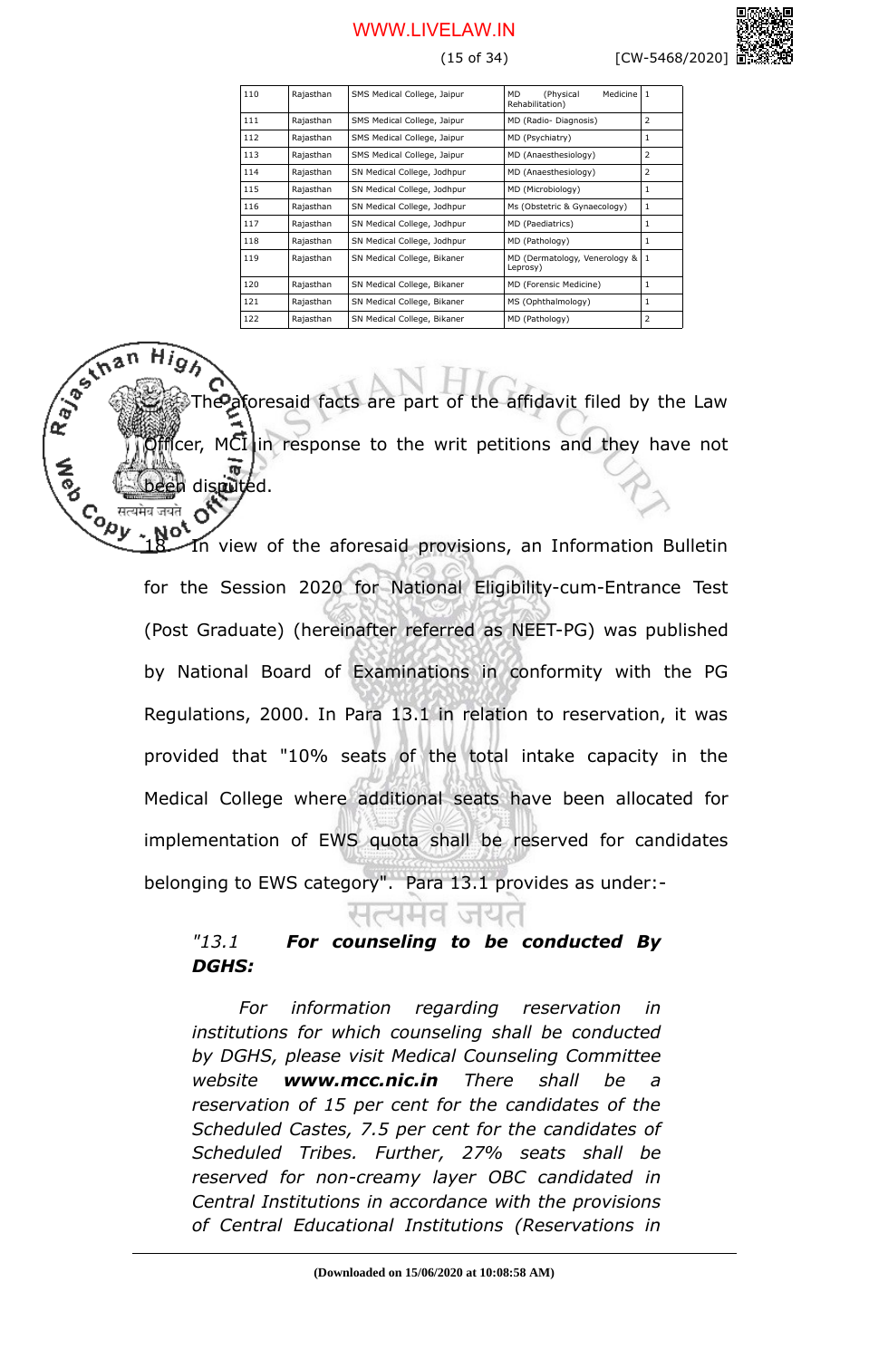| 110 | Rajasthan | SMS Medical College, Jaipur | MD (Physical Medicine Rehabilitation) | 1 |
|---|---|---|---|---|
| 111 | Rajasthan | SMS Medical College, Jaipur | MD (Radio- Diagnosis) | 2 |
| 112 | Rajasthan | SMS Medical College, Jaipur | MD (Psychiatry) | 1 |
| 113 | Rajasthan | SMS Medical College, Jaipur | MD (Anaesthesiology) | 2 |
| 114 | Rajasthan | SN Medical College, Jodhpur | MD (Anaesthesiology) | 2 |
| 115 | Rajasthan | SN Medical College, Jodhpur | MD (Microbiology) | 1 |
| 116 | Rajasthan | SN Medical College, Jodhpur | Ms (Obstetric & Gynaecology) | 1 |
| 117 | Rajasthan | SN Medical College, Jodhpur | MD (Paediatrics) | 1 |
| 118 | Rajasthan | SN Medical College, Jodhpur | MD (Pathology) | 1 |
| 119 | Rajasthan | SN Medical College, Bikaner | MD (Dermatology, Venerology & Leprosy) | 1 |
| 120 | Rajasthan | SN Medical College, Bikaner | MD (Forensic Medicine) | 1 |
| 121 | Rajasthan | SN Medical College, Bikaner | MS (Ophthalmology) | 1 |
| 122 | Rajasthan | SN Medical College, Bikaner | MD (Pathology) | 2 |

The aforesaid facts are part of the affidavit filed by the Law Officer, MCI in response to the writ petitions and they have not been disputed.

18. In view of the aforesaid provisions, an Information Bulletin for the Session 2020 for National Eligibility-cum-Entrance Test (Post Graduate) (hereinafter referred as NEET-PG) was published by National Board of Examinations in conformity with the PG Regulations, 2000. In Para 13.1 in relation to reservation, it was provided that "10% seats of the total intake capacity in the Medical College where additional seats have been allocated for implementation of EWS quota shall be reserved for candidates belonging to EWS category". Para 13.1 provides as under:-

*"13.1 **For counseling to be conducted By DGHS:***

*For information regarding reservation in institutions for which counseling shall be conducted by DGHS, please visit Medical Counseling Committee website **www.mcc.nic.in** There shall be a reservation of 15 per cent for the candidates of the Scheduled Castes, 7.5 per cent for the candidates of Scheduled Tribes. Further, 27% seats shall be reserved for non-creamy layer OBC candidated in Central Institutions in accordance with the provisions of Central Educational Institutions (Reservations in*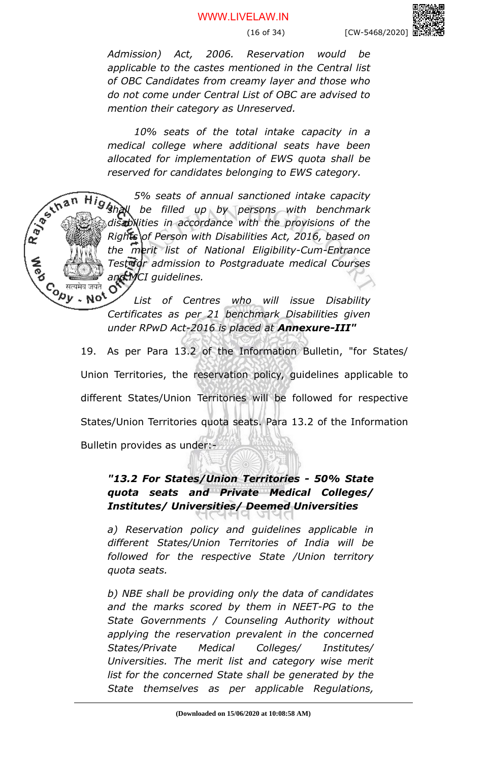*Admission) Act, 2006. Reservation would be applicable to the castes mentioned in the Central list of OBC Candidates from creamy layer and those who do not come under Central List of OBC are advised to mention their category as Unreserved.*

*10% seats of the total intake capacity in a medical college where additional seats have been allocated for implementation of EWS quota shall be reserved for candidates belonging to EWS category.*

*5% seats of annual sanctioned intake capacity shall be filled up by persons with benchmark disabilities in accordance with the provisions of the Rights of Person with Disabilities Act, 2016, based on the merit list of National Eligibility-Cum-Entrance Test for admission to Postgraduate medical Courses and MCI guidelines.*

*List of Centres who will issue Disability Certificates as per 21 benchmark Disabilities given under RPwD Act-2016 is placed at* ***Annexure-III"***

19. As per Para 13.2 of the Information Bulletin, "for States/ Union Territories, the reservation policy, guidelines applicable to different States/Union Territories will be followed for respective States/Union Territories quota seats. Para 13.2 of the Information Bulletin provides as under:-

> ***"13.2 For States/Union Territories - 50% State quota seats and Private Medical Colleges/ Institutes/ Universities/ Deemed Universities***
>
> *a) Reservation policy and guidelines applicable in different States/Union Territories of India will be followed for the respective State /Union territory quota seats.*
>
> *b) NBE shall be providing only the data of candidates and the marks scored by them in NEET-PG to the State Governments / Counseling Authority without applying the reservation prevalent in the concerned States/Private Medical Colleges/ Institutes/ Universities. The merit list and category wise merit list for the concerned State shall be generated by the State themselves as per applicable Regulations,*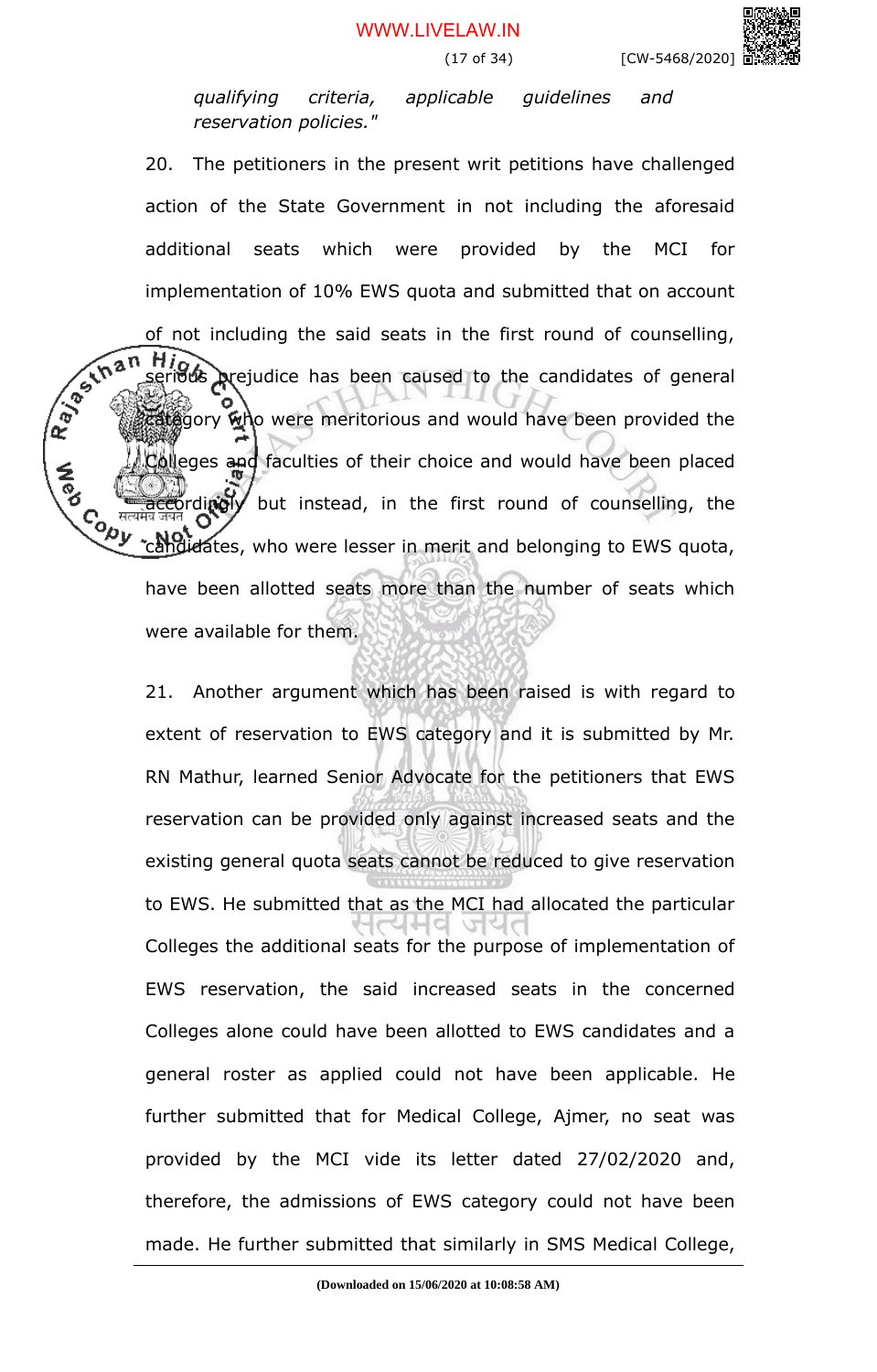*qualifying criteria, applicable guidelines and reservation policies."*

20. The petitioners in the present writ petitions have challenged action of the State Government in not including the aforesaid additional seats which were provided by the MCI for implementation of 10% EWS quota and submitted that on account of not including the said seats in the first round of counselling, serious prejudice has been caused to the candidates of general category who were meritorious and would have been provided the Colleges and faculties of their choice and would have been placed accordingly but instead, in the first round of counselling, the candidates, who were lesser in merit and belonging to EWS quota, have been allotted seats more than the number of seats which were available for them.

21. Another argument which has been raised is with regard to extent of reservation to EWS category and it is submitted by Mr. RN Mathur, learned Senior Advocate for the petitioners that EWS reservation can be provided only against increased seats and the existing general quota seats cannot be reduced to give reservation to EWS. He submitted that as the MCI had allocated the particular Colleges the additional seats for the purpose of implementation of EWS reservation, the said increased seats in the concerned Colleges alone could have been allotted to EWS candidates and a general roster as applied could not have been applicable. He further submitted that for Medical College, Ajmer, no seat was provided by the MCI vide its letter dated 27/02/2020 and, therefore, the admissions of EWS category could not have been made. He further submitted that similarly in SMS Medical College,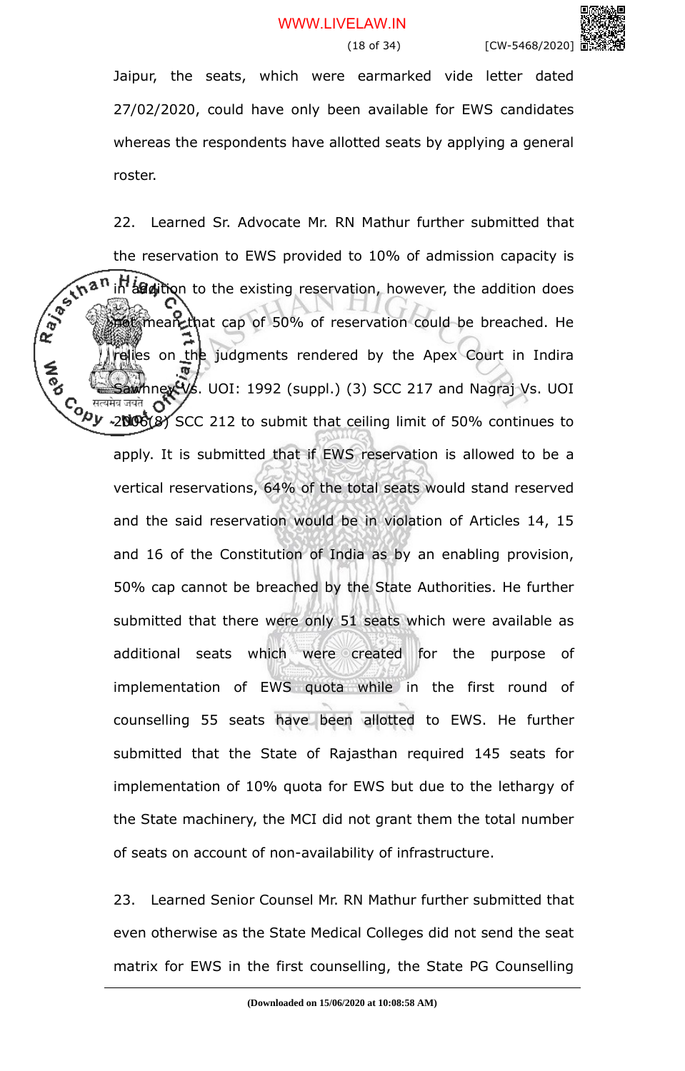Jaipur, the seats, which were earmarked vide letter dated 27/02/2020, could have only been available for EWS candidates whereas the respondents have allotted seats by applying a general roster.

22. Learned Sr. Advocate Mr. RN Mathur further submitted that the reservation to EWS provided to 10% of admission capacity is in addition to the existing reservation, however, the addition does not mean that cap of 50% of reservation could be breached. He relies on the judgments rendered by the Apex Court in Indira Sawhney Vs. UOI: 1992 (suppl.) (3) SCC 217 and Nagraj Vs. UOI 2006(8) SCC 212 to submit that ceiling limit of 50% continues to apply. It is submitted that if EWS reservation is allowed to be a vertical reservations, 64% of the total seats would stand reserved and the said reservation would be in violation of Articles 14, 15 and 16 of the Constitution of India as by an enabling provision, 50% cap cannot be breached by the State Authorities. He further submitted that there were only 51 seats which were available as additional seats which were created for the purpose of implementation of EWS quota while in the first round of counselling 55 seats have been allotted to EWS. He further submitted that the State of Rajasthan required 145 seats for implementation of 10% quota for EWS but due to the lethargy of the State machinery, the MCI did not grant them the total number of seats on account of non-availability of infrastructure.

23. Learned Senior Counsel Mr. RN Mathur further submitted that even otherwise as the State Medical Colleges did not send the seat matrix for EWS in the first counselling, the State PG Counselling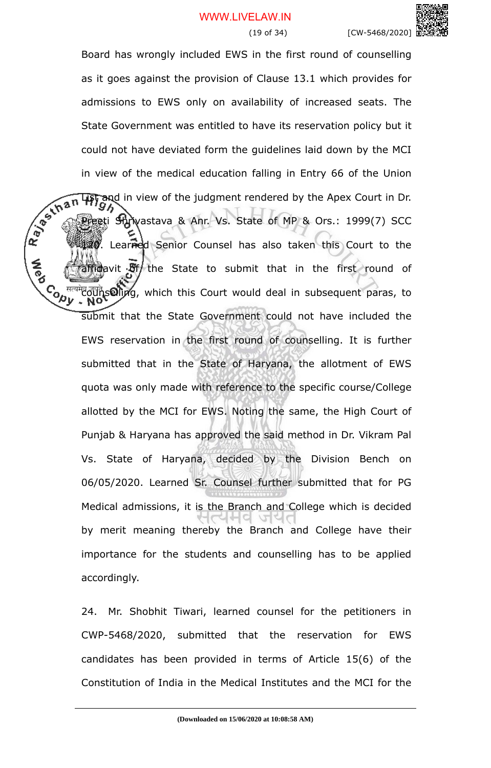Board has wrongly included EWS in the first round of counselling as it goes against the provision of Clause 13.1 which provides for admissions to EWS only on availability of increased seats. The State Government was entitled to have its reservation policy but it could not have deviated form the guidelines laid down by the MCI in view of the medical education falling in Entry 66 of the Union List and in view of the judgment rendered by the Apex Court in Dr. Preeti Shrivastava & Anr. Vs. State of MP & Ors.: 1999(7) SCC 120. Learned Senior Counsel has also taken this Court to the affidavit of the State to submit that in the first round of counselling, which this Court would deal in subsequent paras, to submit that the State Government could not have included the EWS reservation in the first round of counselling. It is further submitted that in the State of Haryana, the allotment of EWS quota was only made with reference to the specific course/College allotted by the MCI for EWS. Noting the same, the High Court of Punjab & Haryana has approved the said method in Dr. Vikram Pal Vs. State of Haryana, decided by the Division Bench on 06/05/2020. Learned Sr. Counsel further submitted that for PG Medical admissions, it is the Branch and College which is decided by merit meaning thereby the Branch and College have their importance for the students and counselling has to be applied accordingly.

24. Mr. Shobhit Tiwari, learned counsel for the petitioners in CWP-5468/2020, submitted that the reservation for EWS candidates has been provided in terms of Article 15(6) of the Constitution of India in the Medical Institutes and the MCI for the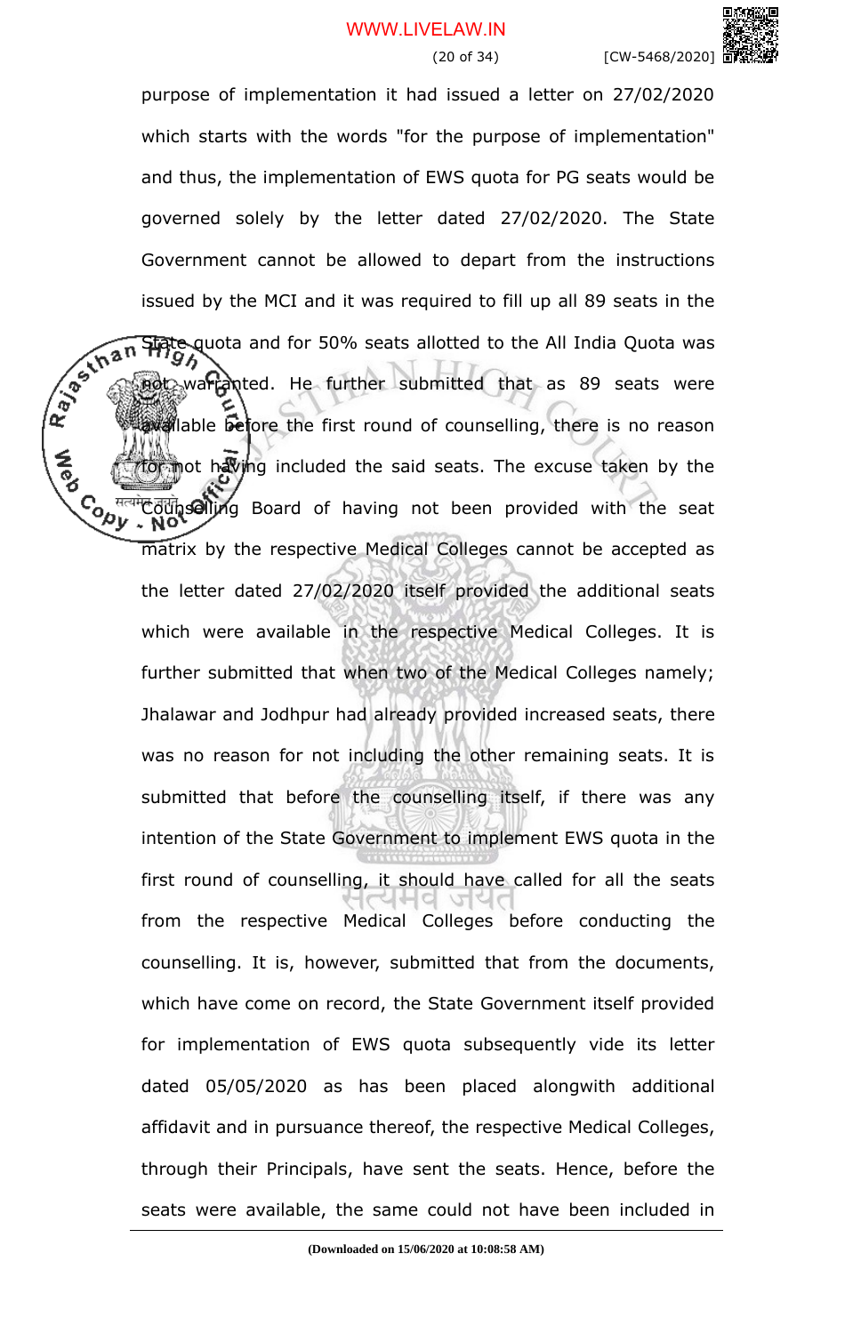purpose of implementation it had issued a letter on 27/02/2020 which starts with the words "for the purpose of implementation" and thus, the implementation of EWS quota for PG seats would be governed solely by the letter dated 27/02/2020. The State Government cannot be allowed to depart from the instructions issued by the MCI and it was required to fill up all 89 seats in the State quota and for 50% seats allotted to the All India Quota was not warranted. He further submitted that as 89 seats were available before the first round of counselling, there is no reason for not having included the said seats. The excuse taken by the Counselling Board of having not been provided with the seat matrix by the respective Medical Colleges cannot be accepted as the letter dated 27/02/2020 itself provided the additional seats which were available in the respective Medical Colleges. It is further submitted that when two of the Medical Colleges namely; Jhalawar and Jodhpur had already provided increased seats, there was no reason for not including the other remaining seats. It is submitted that before the counselling itself, if there was any intention of the State Government to implement EWS quota in the first round of counselling, it should have called for all the seats from the respective Medical Colleges before conducting the counselling. It is, however, submitted that from the documents, which have come on record, the State Government itself provided for implementation of EWS quota subsequently vide its letter dated 05/05/2020 as has been placed alongwith additional affidavit and in pursuance thereof, the respective Medical Colleges, through their Principals, have sent the seats. Hence, before the seats were available, the same could not have been included in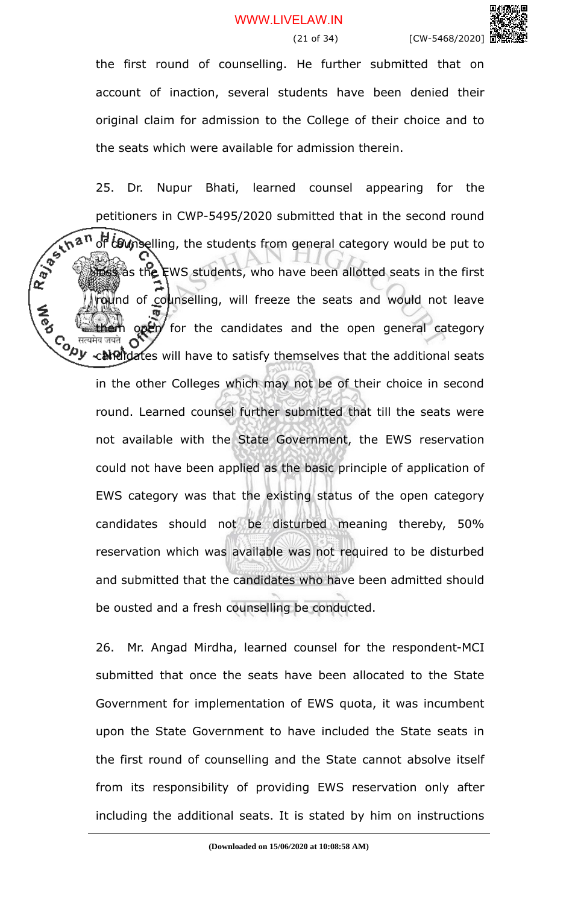the first round of counselling. He further submitted that on account of inaction, several students have been denied their original claim for admission to the College of their choice and to the seats which were available for admission therein.

25. Dr. Nupur Bhati, learned counsel appearing for the petitioners in CWP-5495/2020 submitted that in the second round of counselling, the students from general category would be put to loss as the EWS students, who have been allotted seats in the first round of counselling, will freeze the seats and would not leave them open for the candidates and the open general category candidates will have to satisfy themselves that the additional seats in the other Colleges which may not be of their choice in second round. Learned counsel further submitted that till the seats were not available with the State Government, the EWS reservation could not have been applied as the basic principle of application of EWS category was that the existing status of the open category candidates should not be disturbed meaning thereby, 50% reservation which was available was not required to be disturbed and submitted that the candidates who have been admitted should be ousted and a fresh counselling be conducted.

26. Mr. Angad Mirdha, learned counsel for the respondent-MCI submitted that once the seats have been allocated to the State Government for implementation of EWS quota, it was incumbent upon the State Government to have included the State seats in the first round of counselling and the State cannot absolve itself from its responsibility of providing EWS reservation only after including the additional seats. It is stated by him on instructions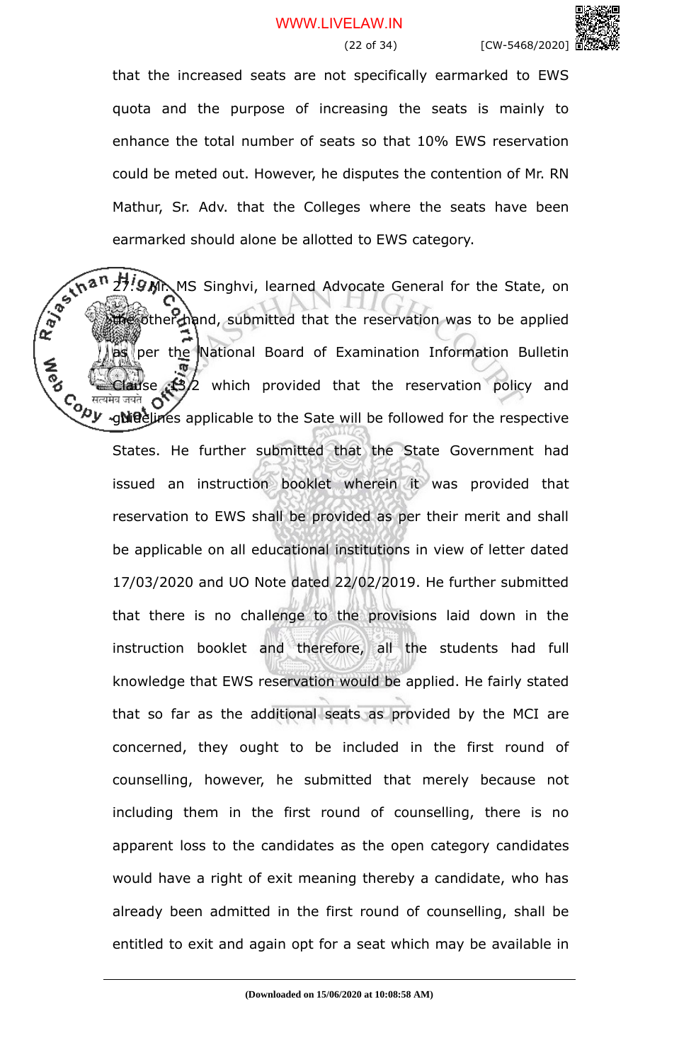that the increased seats are not specifically earmarked to EWS quota and the purpose of increasing the seats is mainly to enhance the total number of seats so that 10% EWS reservation could be meted out. However, he disputes the contention of Mr. RN Mathur, Sr. Adv. that the Colleges where the seats have been earmarked should alone be allotted to EWS category.

27. Mr. MS Singhvi, learned Advocate General for the State, on the other hand, submitted that the reservation was to be applied as per the National Board of Examination Information Bulletin Clause 13.2 which provided that the reservation policy and guidelines applicable to the Sate will be followed for the respective States. He further submitted that the State Government had issued an instruction booklet wherein it was provided that reservation to EWS shall be provided as per their merit and shall be applicable on all educational institutions in view of letter dated 17/03/2020 and UO Note dated 22/02/2019. He further submitted that there is no challenge to the provisions laid down in the instruction booklet and therefore, all the students had full knowledge that EWS reservation would be applied. He fairly stated that so far as the additional seats as provided by the MCI are concerned, they ought to be included in the first round of counselling, however, he submitted that merely because not including them in the first round of counselling, there is no apparent loss to the candidates as the open category candidates would have a right of exit meaning thereby a candidate, who has already been admitted in the first round of counselling, shall be entitled to exit and again opt for a seat which may be available in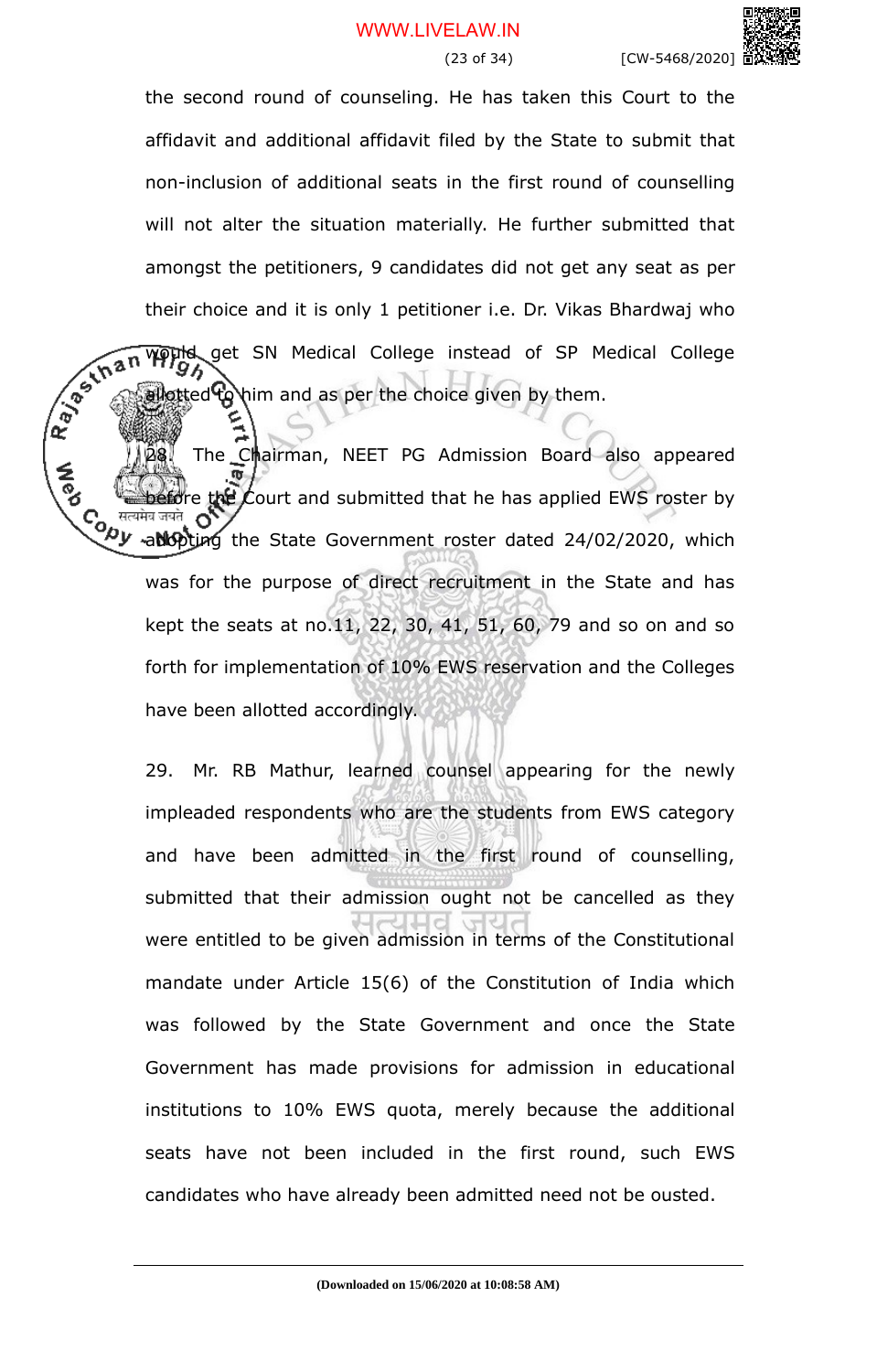the second round of counseling. He has taken this Court to the affidavit and additional affidavit filed by the State to submit that non-inclusion of additional seats in the first round of counselling will not alter the situation materially. He further submitted that amongst the petitioners, 9 candidates did not get any seat as per their choice and it is only 1 petitioner i.e. Dr. Vikas Bhardwaj who would get SN Medical College instead of SP Medical College allotted to him and as per the choice given by them.

28. The Chairman, NEET PG Admission Board also appeared before the Court and submitted that he has applied EWS roster by adopting the State Government roster dated 24/02/2020, which was for the purpose of direct recruitment in the State and has kept the seats at no.11, 22, 30, 41, 51, 60, 79 and so on and so forth for implementation of 10% EWS reservation and the Colleges have been allotted accordingly.

29. Mr. RB Mathur, learned counsel appearing for the newly impleaded respondents who are the students from EWS category and have been admitted in the first round of counselling, submitted that their admission ought not be cancelled as they were entitled to be given admission in terms of the Constitutional mandate under Article 15(6) of the Constitution of India which was followed by the State Government and once the State Government has made provisions for admission in educational institutions to 10% EWS quota, merely because the additional seats have not been included in the first round, such EWS candidates who have already been admitted need not be ousted.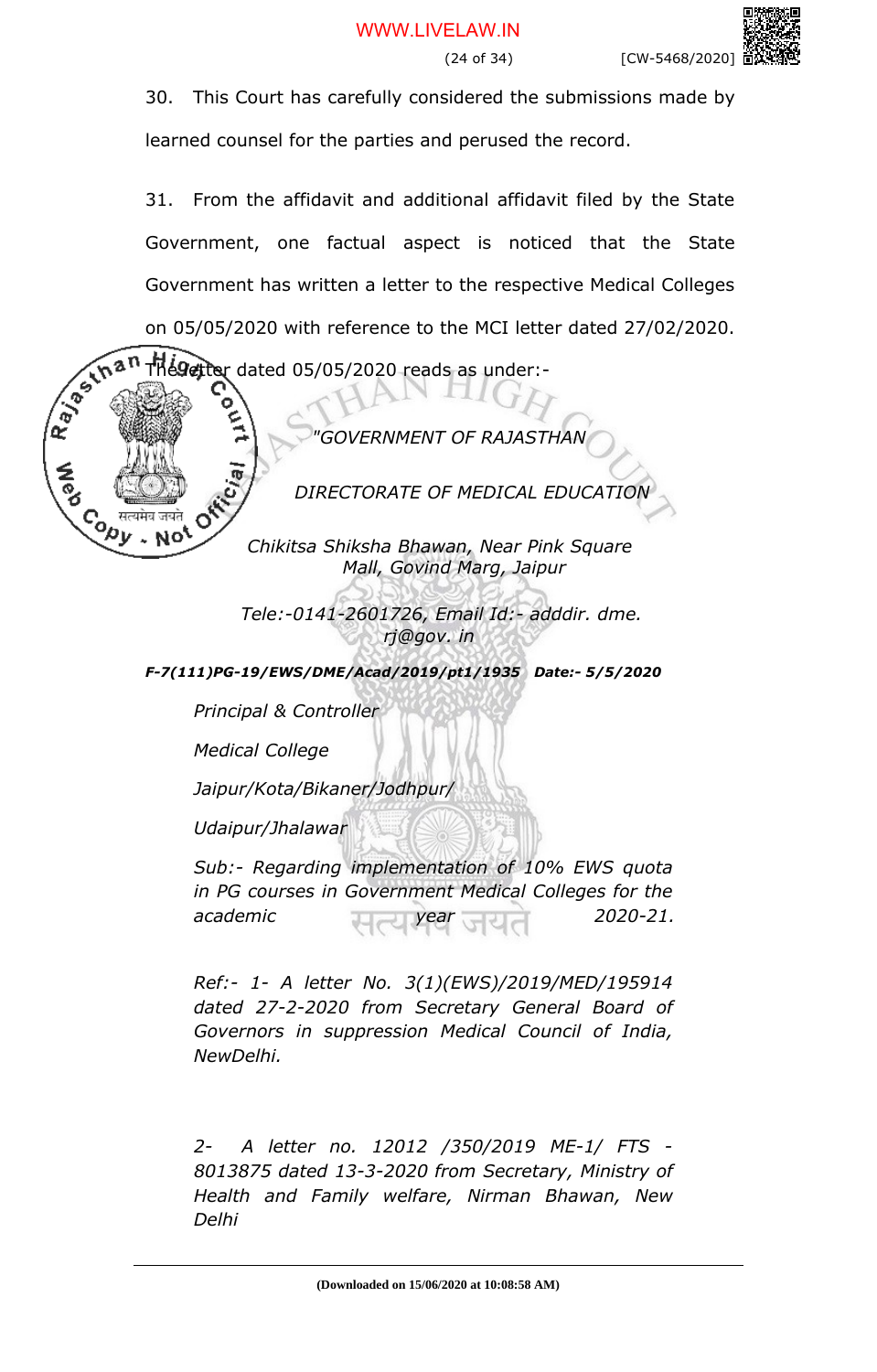30. This Court has carefully considered the submissions made by learned counsel for the parties and perused the record.

31. From the affidavit and additional affidavit filed by the State Government, one factual aspect is noticed that the State Government has written a letter to the respective Medical Colleges on 05/05/2020 with reference to the MCI letter dated 27/02/2020. The letter dated 05/05/2020 reads as under:-

*"GOVERNMENT OF RAJASTHAN*

*DIRECTORATE OF MEDICAL EDUCATION*

*Chikitsa Shiksha Bhawan, Near Pink Square Mall, Govind Marg, Jaipur*

*Tele:-0141-2601726, Email Id:- adddir. dme. rj@gov. in*

***F-7(111)PG-19/EWS/DME/Acad/2019/pt1/1935 Date:- 5/5/2020***

*Principal & Controller*

*Medical College*

*Jaipur/Kota/Bikaner/Jodhpur/*

*Udaipur/Jhalawar*

*Sub:- Regarding implementation of 10% EWS quota in PG courses in Government Medical Colleges for the academic year 2020-21.*

*Ref:- 1- A letter No. 3(1)(EWS)/2019/MED/195914 dated 27-2-2020 from Secretary General Board of Governors in suppression Medical Council of India, NewDelhi.*

*2- A letter no. 12012 /350/2019 ME-1/ FTS - 8013875 dated 13-3-2020 from Secretary, Ministry of Health and Family welfare, Nirman Bhawan, New Delhi*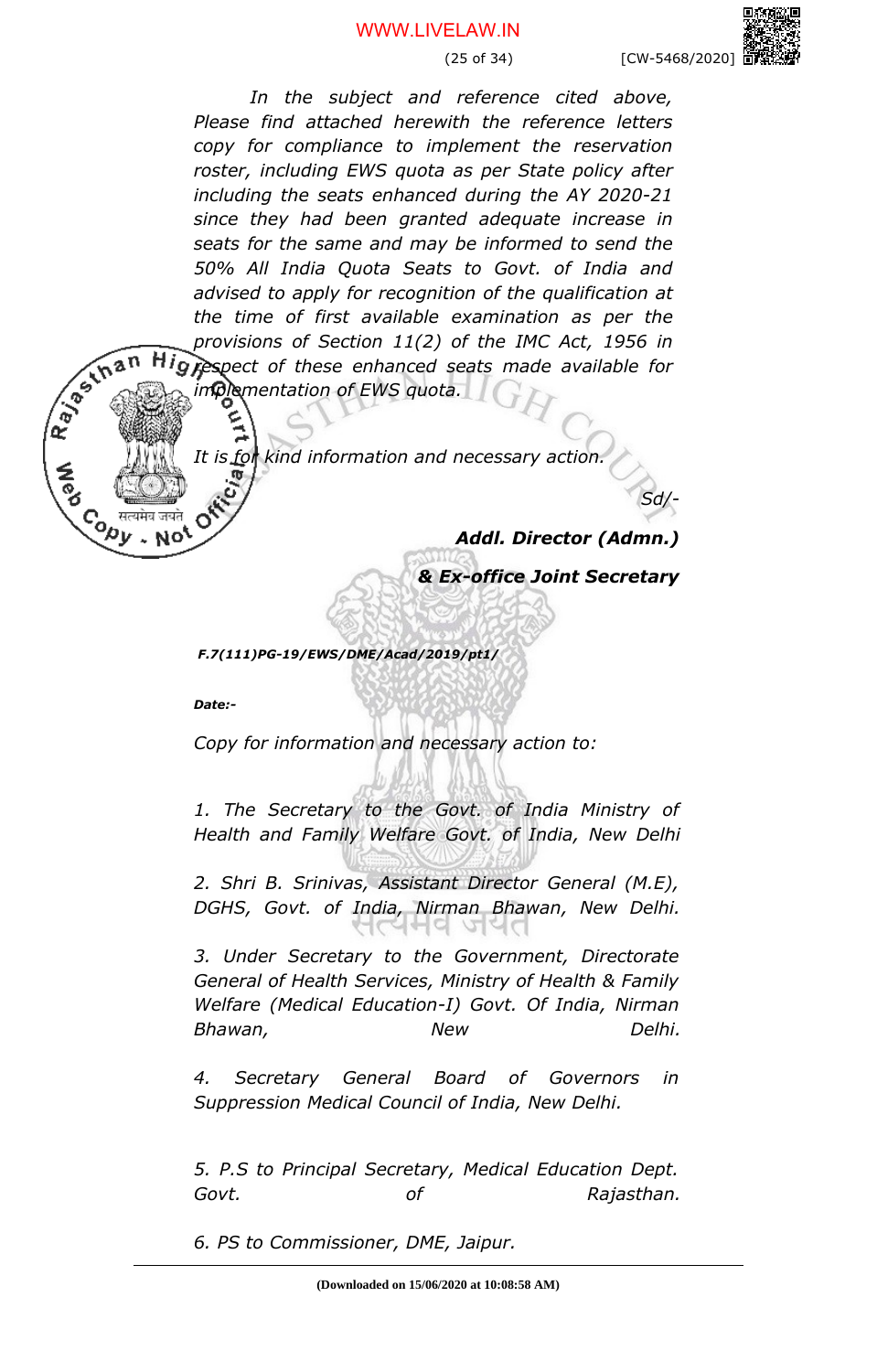*In the subject and reference cited above, Please find attached herewith the reference letters copy for compliance to implement the reservation roster, including EWS quota as per State policy after including the seats enhanced during the AY 2020-21 since they had been granted adequate increase in seats for the same and may be informed to send the 50% All India Quota Seats to Govt. of India and advised to apply for recognition of the qualification at the time of first available examination as per the provisions of Section 11(2) of the IMC Act, 1956 in respect of these enhanced seats made available for implementation of EWS quota.*

*It is for kind information and necessary action.*

*Sd/-*

***Addl. Director (Admn.)***

***& Ex-office Joint Secretary***

***F.7(111)PG-19/EWS/DME/Acad/2019/pt1/***

***Date:-***

*Copy for information and necessary action to:*

*1. The Secretary to the Govt. of India Ministry of Health and Family Welfare Govt. of India, New Delhi*

*2. Shri B. Srinivas, Assistant Director General (M.E), DGHS, Govt. of India, Nirman Bhawan, New Delhi.*

*3. Under Secretary to the Government, Directorate General of Health Services, Ministry of Health & Family Welfare (Medical Education-I) Govt. Of India, Nirman Bhawan, New Delhi.*

*4. Secretary General Board of Governors in Suppression Medical Council of India, New Delhi.*

*5. P.S to Principal Secretary, Medical Education Dept. Govt. of Rajasthan.*

*6. PS to Commissioner, DME, Jaipur.*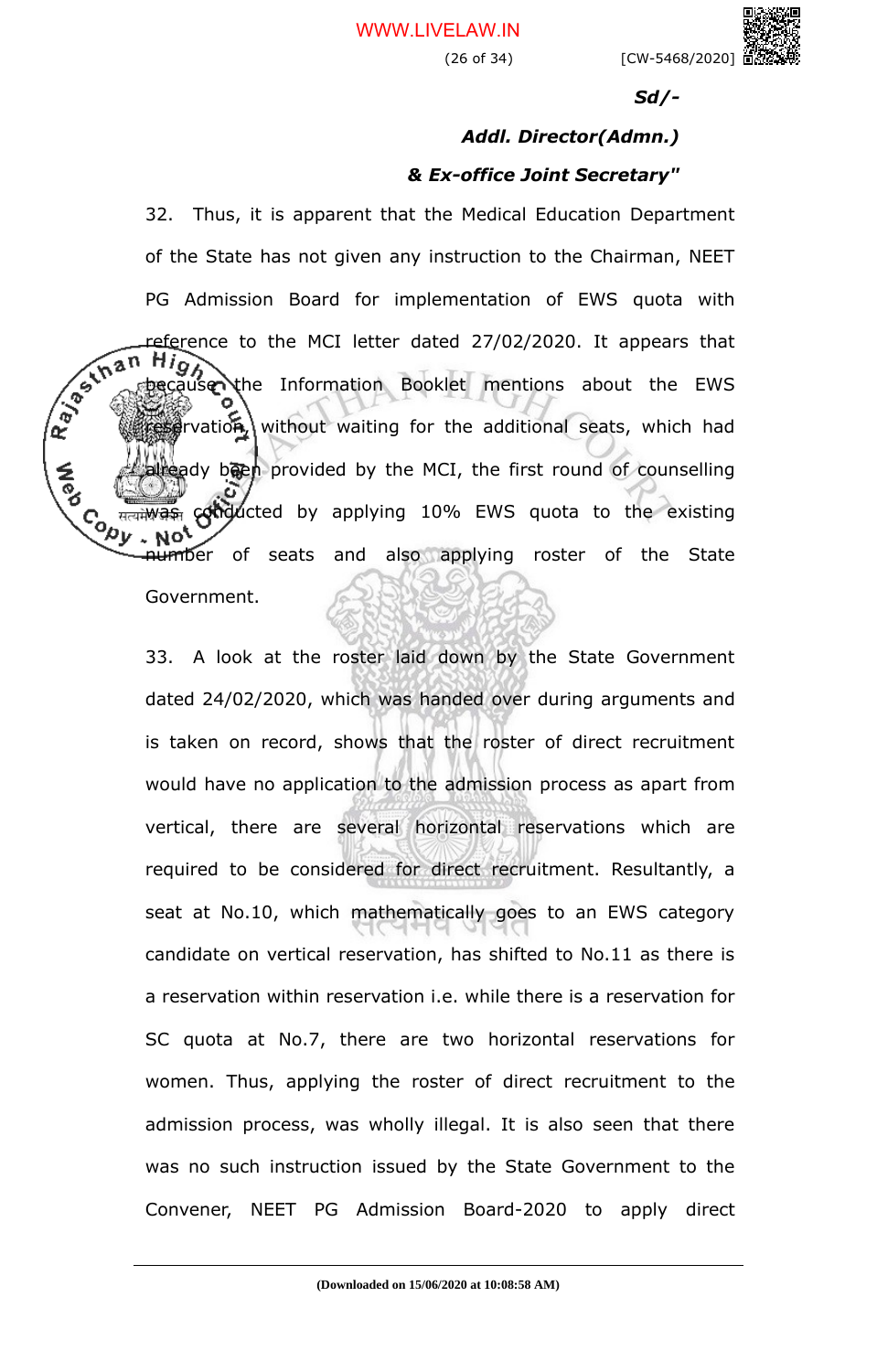*Sd/-*

***Addl. Director(Admn.)***

***& Ex-office Joint Secretary"***

32. Thus, it is apparent that the Medical Education Department of the State has not given any instruction to the Chairman, NEET PG Admission Board for implementation of EWS quota with reference to the MCI letter dated 27/02/2020. It appears that because the Information Booklet mentions about the EWS reservation without waiting for the additional seats, which had already been provided by the MCI, the first round of counselling was conducted by applying 10% EWS quota to the existing number of seats and also applying roster of the State Government.

33. A look at the roster laid down by the State Government dated 24/02/2020, which was handed over during arguments and is taken on record, shows that the roster of direct recruitment would have no application to the admission process as apart from vertical, there are several horizontal reservations which are required to be considered for direct recruitment. Resultantly, a seat at No.10, which mathematically goes to an EWS category candidate on vertical reservation, has shifted to No.11 as there is a reservation within reservation i.e. while there is a reservation for SC quota at No.7, there are two horizontal reservations for women. Thus, applying the roster of direct recruitment to the admission process, was wholly illegal. It is also seen that there was no such instruction issued by the State Government to the Convener, NEET PG Admission Board-2020 to apply direct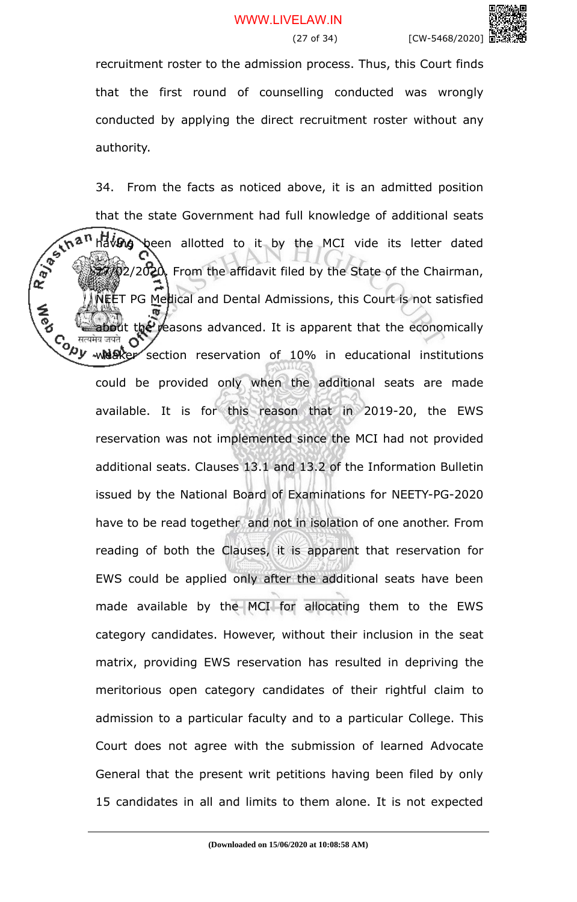recruitment roster to the admission process. Thus, this Court finds that the first round of counselling conducted was wrongly conducted by applying the direct recruitment roster without any authority.

34. From the facts as noticed above, it is an admitted position that the state Government had full knowledge of additional seats having been allotted to it by the MCI vide its letter dated 27/02/2020. From the affidavit filed by the State of the Chairman, NEET PG Medical and Dental Admissions, this Court is not satisfied about the reasons advanced. It is apparent that the economically weaker section reservation of 10% in educational institutions could be provided only when the additional seats are made available. It is for this reason that in 2019-20, the EWS reservation was not implemented since the MCI had not provided additional seats. Clauses 13.1 and 13.2 of the Information Bulletin issued by the National Board of Examinations for NEETY-PG-2020 have to be read together and not in isolation of one another. From reading of both the Clauses, it is apparent that reservation for EWS could be applied only after the additional seats have been made available by the MCI for allocating them to the EWS category candidates. However, without their inclusion in the seat matrix, providing EWS reservation has resulted in depriving the meritorious open category candidates of their rightful claim to admission to a particular faculty and to a particular College. This Court does not agree with the submission of learned Advocate General that the present writ petitions having been filed by only 15 candidates in all and limits to them alone. It is not expected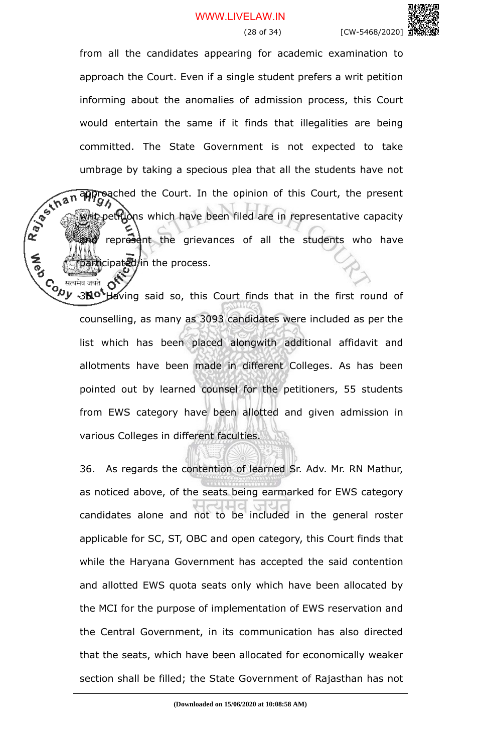from all the candidates appearing for academic examination to approach the Court. Even if a single student prefers a writ petition informing about the anomalies of admission process, this Court would entertain the same if it finds that illegalities are being committed. The State Government is not expected to take umbrage by taking a specious plea that all the students have not approached the Court. In the opinion of this Court, the present writ petitions which have been filed are in representative capacity and represent the grievances of all the students who have participated in the process.

35. Having said so, this Court finds that in the first round of counselling, as many as 3093 candidates were included as per the list which has been placed alongwith additional affidavit and allotments have been made in different Colleges. As has been pointed out by learned counsel for the petitioners, 55 students from EWS category have been allotted and given admission in various Colleges in different faculties.

36. As regards the contention of learned Sr. Adv. Mr. RN Mathur, as noticed above, of the seats being earmarked for EWS category candidates alone and not to be included in the general roster applicable for SC, ST, OBC and open category, this Court finds that while the Haryana Government has accepted the said contention and allotted EWS quota seats only which have been allocated by the MCI for the purpose of implementation of EWS reservation and the Central Government, in its communication has also directed that the seats, which have been allocated for economically weaker section shall be filled; the State Government of Rajasthan has not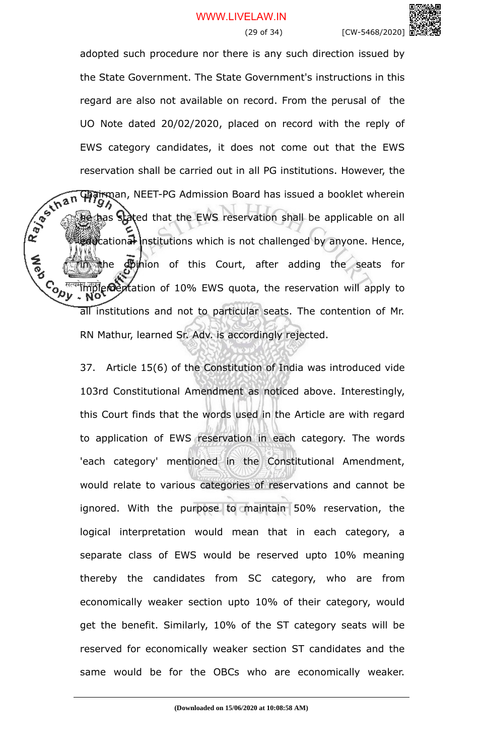adopted such procedure nor there is any such direction issued by the State Government. The State Government's instructions in this regard are also not available on record. From the perusal of the UO Note dated 20/02/2020, placed on record with the reply of EWS category candidates, it does not come out that the EWS reservation shall be carried out in all PG institutions. However, the Chairman, NEET-PG Admission Board has issued a booklet wherein he has stated that the EWS reservation shall be applicable on all educational institutions which is not challenged by anyone. Hence, in the opinion of this Court, after adding the seats for implementation of 10% EWS quota, the reservation will apply to all institutions and not to particular seats. The contention of Mr. RN Mathur, learned Sr. Adv. is accordingly rejected.

37. Article 15(6) of the Constitution of India was introduced vide 103rd Constitutional Amendment as noticed above. Interestingly, this Court finds that the words used in the Article are with regard to application of EWS reservation in each category. The words 'each category' mentioned in the Constitutional Amendment, would relate to various categories of reservations and cannot be ignored. With the purpose to maintain 50% reservation, the logical interpretation would mean that in each category, a separate class of EWS would be reserved upto 10% meaning thereby the candidates from SC category, who are from economically weaker section upto 10% of their category, would get the benefit. Similarly, 10% of the ST category seats will be reserved for economically weaker section ST candidates and the same would be for the OBCs who are economically weaker.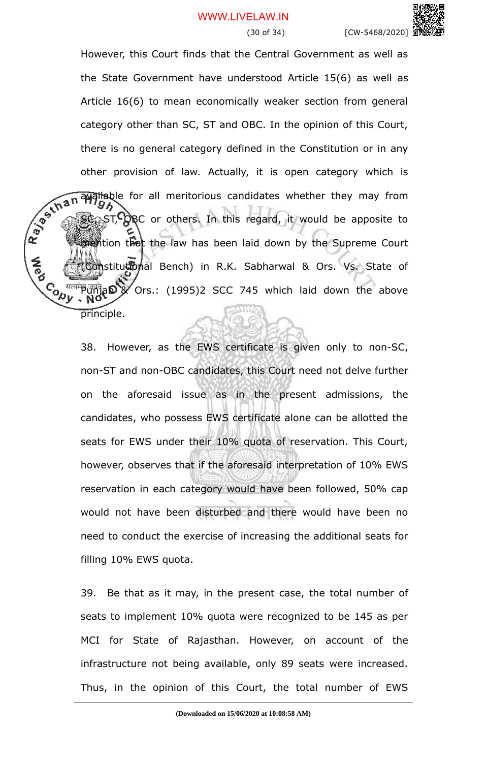However, this Court finds that the Central Government as well as the State Government have understood Article 15(6) as well as Article 16(6) to mean economically weaker section from general category other than SC, ST and OBC. In the opinion of this Court, there is no general category defined in the Constitution or in any other provision of law. Actually, it is open category which is available for all meritorious candidates whether they may from SC, ST, OBC or others. In this regard, it would be apposite to mention that the law has been laid down by the Supreme Court (Constitutional Bench) in R.K. Sabharwal & Ors. Vs. State of Punjab & Ors.: (1995)2 SCC 745 which laid down the above principle.

38. However, as the EWS certificate is given only to non-SC, non-ST and non-OBC candidates, this Court need not delve further on the aforesaid issue as in the present admissions, the candidates, who possess EWS certificate alone can be allotted the seats for EWS under their 10% quota of reservation. This Court, however, observes that if the aforesaid interpretation of 10% EWS reservation in each category would have been followed, 50% cap would not have been disturbed and there would have been no need to conduct the exercise of increasing the additional seats for filling 10% EWS quota.

39. Be that as it may, in the present case, the total number of seats to implement 10% quota were recognized to be 145 as per MCI for State of Rajasthan. However, on account of the infrastructure not being available, only 89 seats were increased. Thus, in the opinion of this Court, the total number of EWS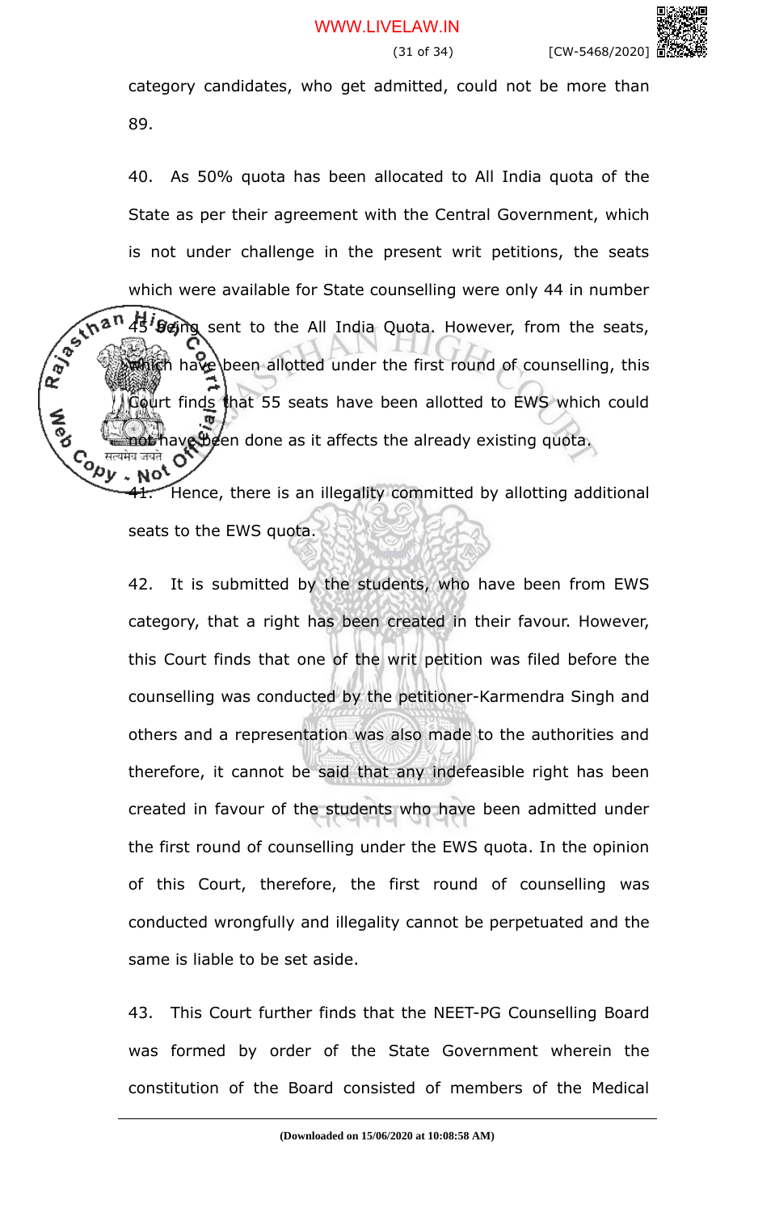category candidates, who get admitted, could not be more than 89.

40. As 50% quota has been allocated to All India quota of the State as per their agreement with the Central Government, which is not under challenge in the present writ petitions, the seats which were available for State counselling were only 44 in number 45 being sent to the All India Quota. However, from the seats, which have been allotted under the first round of counselling, this Court finds that 55 seats have been allotted to EWS which could not have been done as it affects the already existing quota.

41. Hence, there is an illegality committed by allotting additional seats to the EWS quota.

42. It is submitted by the students, who have been from EWS category, that a right has been created in their favour. However, this Court finds that one of the writ petition was filed before the counselling was conducted by the petitioner-Karmendra Singh and others and a representation was also made to the authorities and therefore, it cannot be said that any indefeasible right has been created in favour of the students who have been admitted under the first round of counselling under the EWS quota. In the opinion of this Court, therefore, the first round of counselling was conducted wrongfully and illegality cannot be perpetuated and the same is liable to be set aside.

43. This Court further finds that the NEET-PG Counselling Board was formed by order of the State Government wherein the constitution of the Board consisted of members of the Medical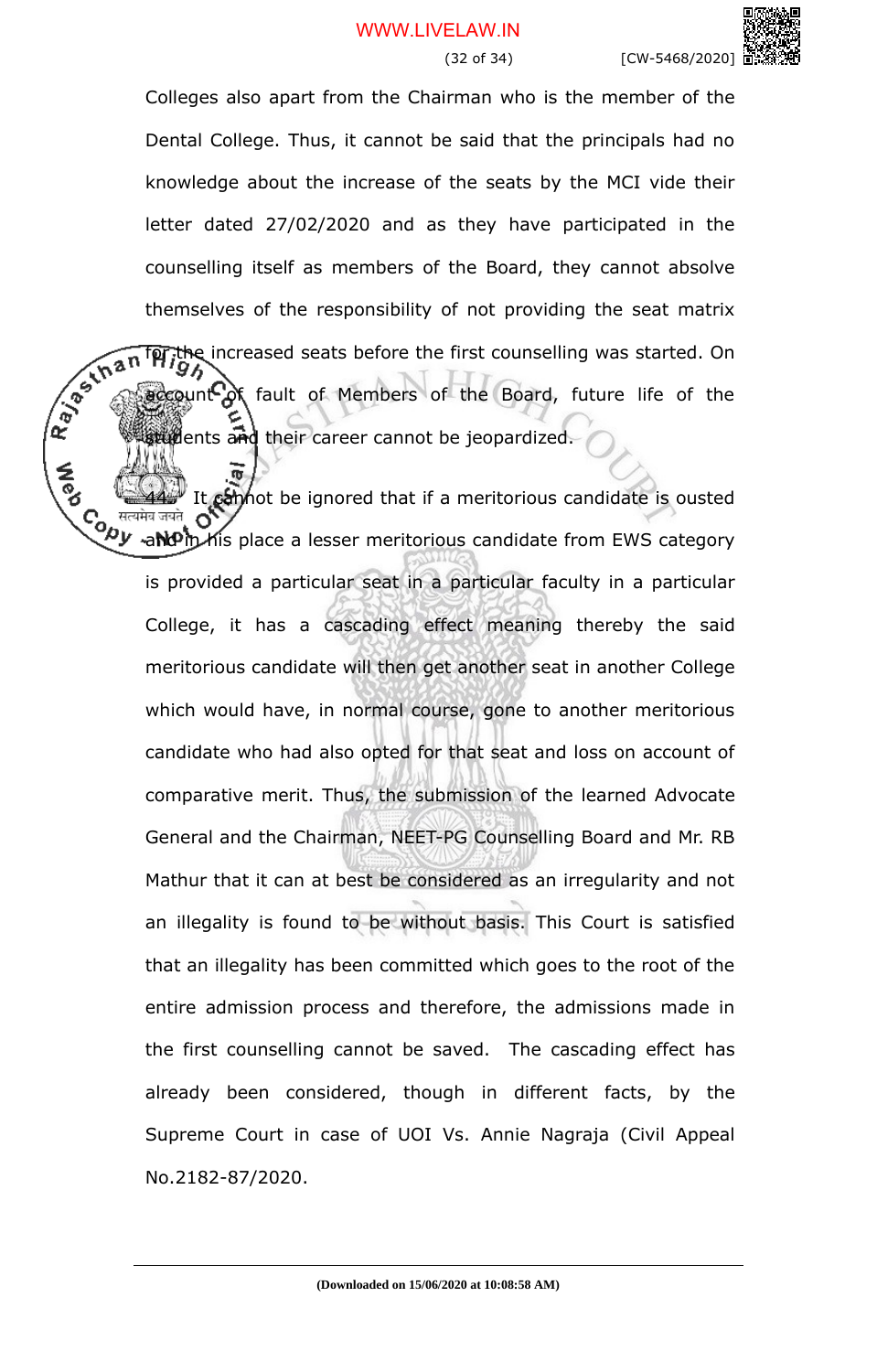Colleges also apart from the Chairman who is the member of the Dental College. Thus, it cannot be said that the principals had no knowledge about the increase of the seats by the MCI vide their letter dated 27/02/2020 and as they have participated in the counselling itself as members of the Board, they cannot absolve themselves of the responsibility of not providing the seat matrix for the increased seats before the first counselling was started. On account of fault of Members of the Board, future life of the students and their career cannot be jeopardized.

44. It cannot be ignored that if a meritorious candidate is ousted and in his place a lesser meritorious candidate from EWS category is provided a particular seat in a particular faculty in a particular College, it has a cascading effect meaning thereby the said meritorious candidate will then get another seat in another College which would have, in normal course, gone to another meritorious candidate who had also opted for that seat and loss on account of comparative merit. Thus, the submission of the learned Advocate General and the Chairman, NEET-PG Counselling Board and Mr. RB Mathur that it can at best be considered as an irregularity and not an illegality is found to be without basis. This Court is satisfied that an illegality has been committed which goes to the root of the entire admission process and therefore, the admissions made in the first counselling cannot be saved. The cascading effect has already been considered, though in different facts, by the Supreme Court in case of UOI Vs. Annie Nagraja (Civil Appeal No.2182-87/2020.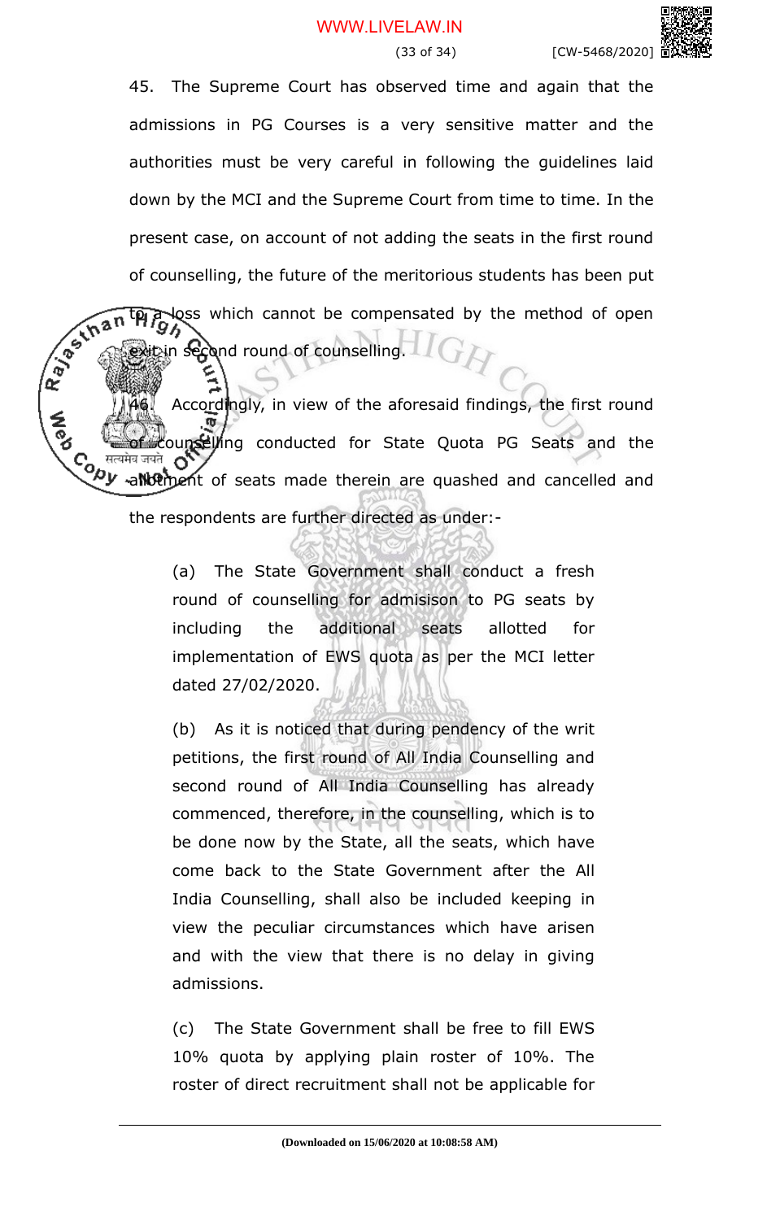45. The Supreme Court has observed time and again that the admissions in PG Courses is a very sensitive matter and the authorities must be very careful in following the guidelines laid down by the MCI and the Supreme Court from time to time. In the present case, on account of not adding the seats in the first round of counselling, the future of the meritorious students has been put to a loss which cannot be compensated by the method of open exit in second round of counselling.

46. Accordingly, in view of the aforesaid findings, the first round of counselling conducted for State Quota PG Seats and the allotment of seats made therein are quashed and cancelled and the respondents are further directed as under:-

(a) The State Government shall conduct a fresh round of counselling for admisison to PG seats by including the additional seats allotted for implementation of EWS quota as per the MCI letter dated 27/02/2020.

(b) As it is noticed that during pendency of the writ petitions, the first round of All India Counselling and second round of All India Counselling has already commenced, therefore, in the counselling, which is to be done now by the State, all the seats, which have come back to the State Government after the All India Counselling, shall also be included keeping in view the peculiar circumstances which have arisen and with the view that there is no delay in giving admissions.

(c) The State Government shall be free to fill EWS 10% quota by applying plain roster of 10%. The roster of direct recruitment shall not be applicable for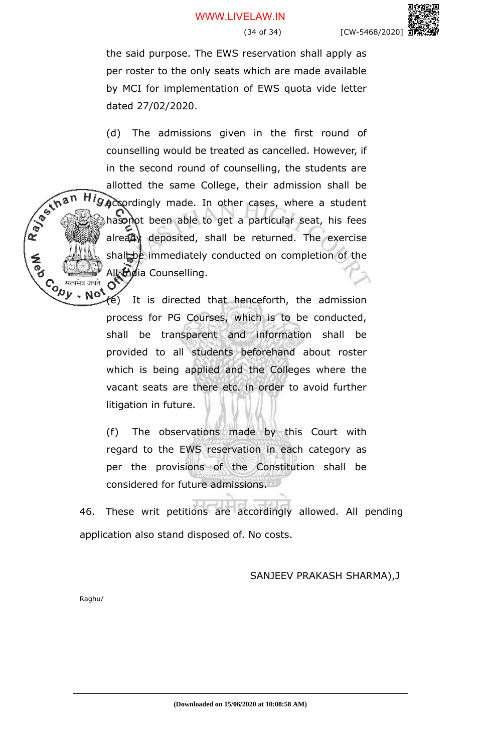the said purpose. The EWS reservation shall apply as per roster to the only seats which are made available by MCI for implementation of EWS quota vide letter dated 27/02/2020.

(d) The admissions given in the first round of counselling would be treated as cancelled. However, if in the second round of counselling, the students are allotted the same College, their admission shall be accordingly made. In other cases, where a student has not been able to get a particular seat, his fees already deposited, shall be returned. The exercise shall be immediately conducted on completion of the All India Counselling.

(e) It is directed that henceforth, the admission process for PG Courses, which is to be conducted, shall be transparent and information shall be provided to all students beforehand about roster which is being applied and the Colleges where the vacant seats are there etc. in order to avoid further litigation in future.

(f) The observations made by this Court with regard to the EWS reservation in each category as per the provisions of the Constitution shall be considered for future admissions.

46. These writ petitions are accordingly allowed. All pending application also stand disposed of. No costs.

SANJEEV PRAKASH SHARMA),J

Raghu/

(Downloaded on 15/06/2020 at 10:08:58 AM)